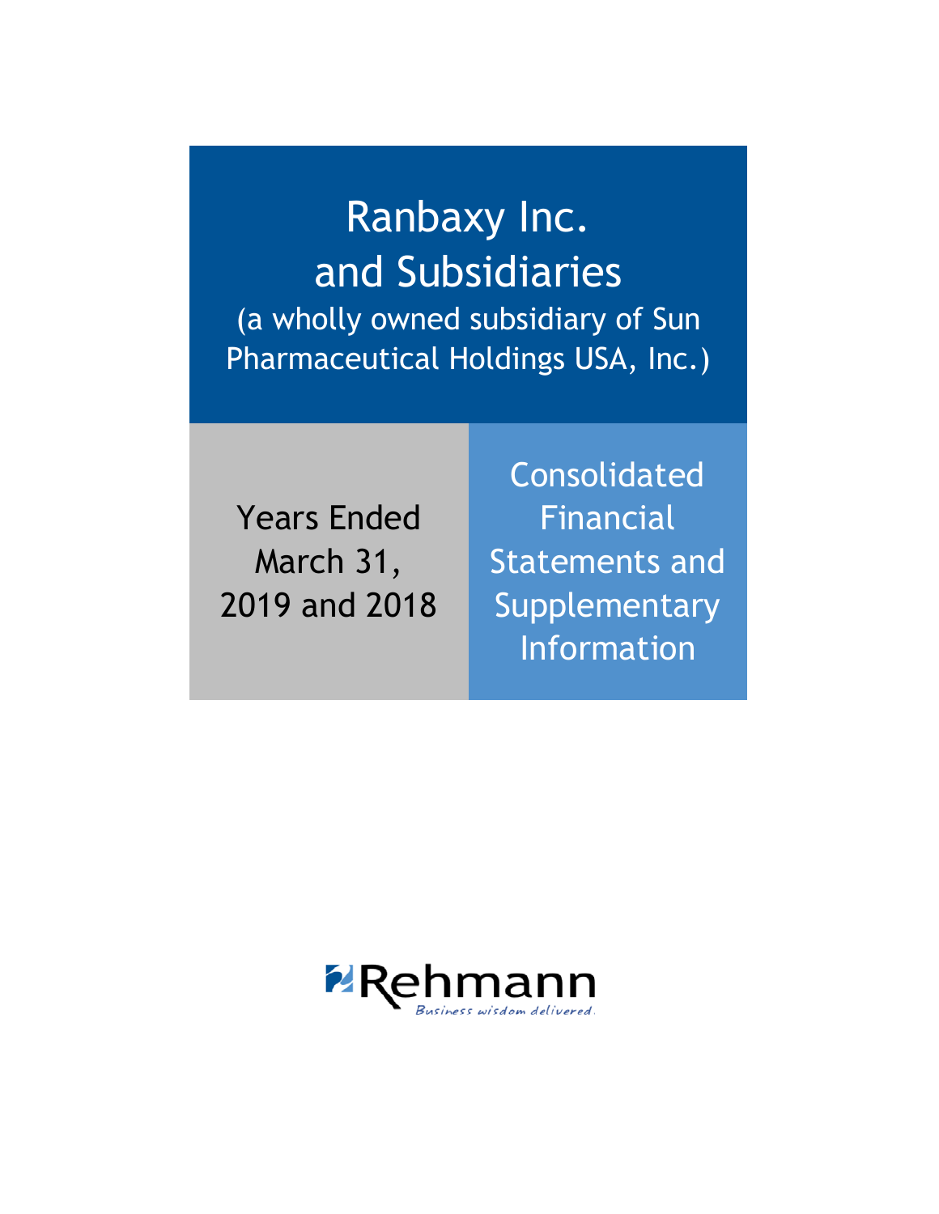# Ranbaxy Inc. and Subsidiaries

(a wholly owned subsidiary of Sun Pharmaceutical Holdings USA, Inc.)

Years Ended March 31, 2019 and 2018

Consolidated Financial Statements and Supplementary Information

Rehmann

*Business wisdom delivered.*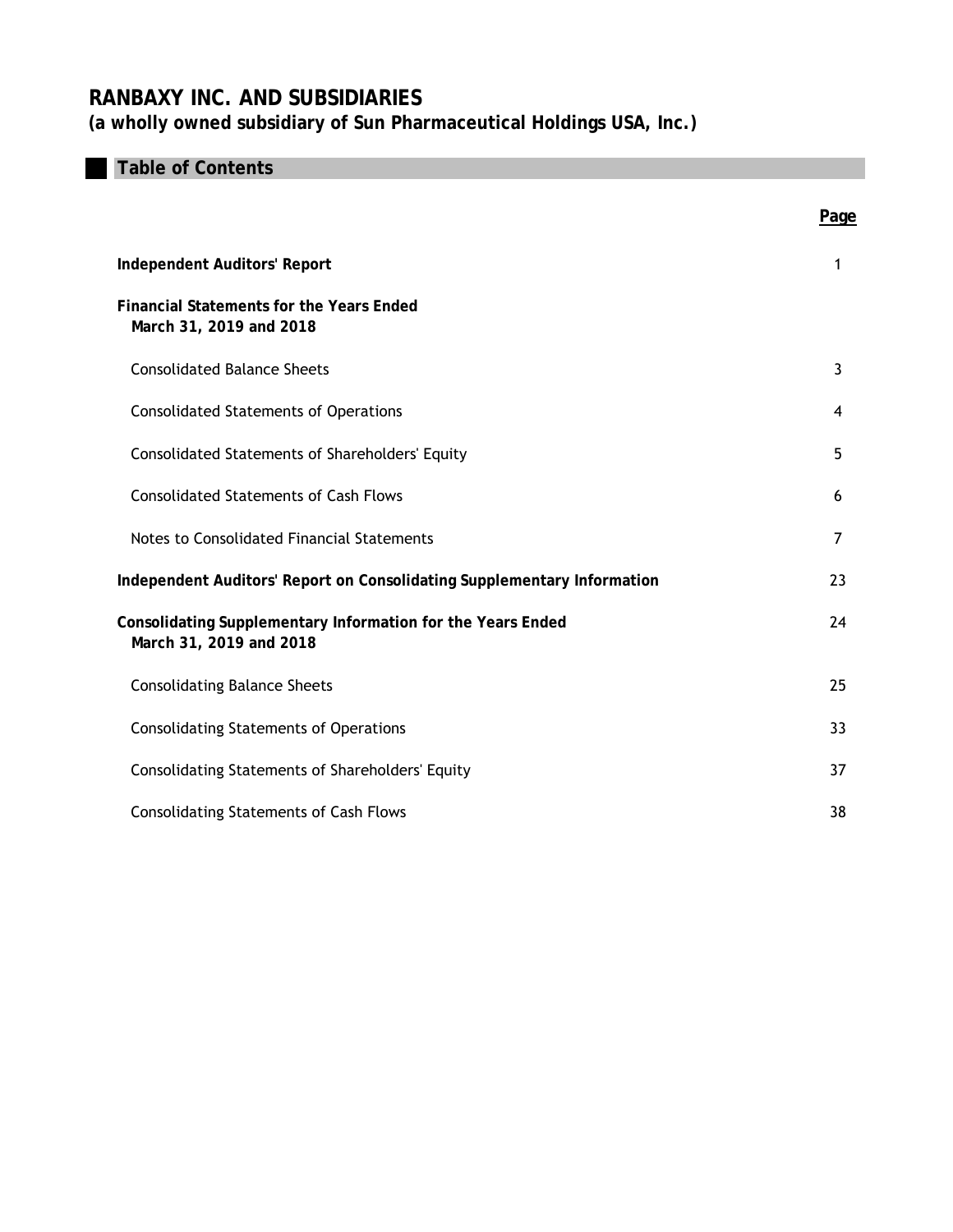# RANBAXY INC. AND SUBSIDIARIES

**(a wholly owned subsidiary of Sun Pharmaceutical Holdings USA, Inc.)**

## Table of Contents

| | Page |
|---|---|
| **Independent Auditors' Report** | 1 |
| **Financial Statements for the Years Ended March 31, 2019 and 2018** | |
| Consolidated Balance Sheets | 3 |
| Consolidated Statements of Operations | 4 |
| Consolidated Statements of Shareholders' Equity | 5 |
| Consolidated Statements of Cash Flows | 6 |
| Notes to Consolidated Financial Statements | 7 |
| **Independent Auditors' Report on Consolidating Supplementary Information** | 23 |
| **Consolidating Supplementary Information for the Years Ended March 31, 2019 and 2018** | 24 |
| Consolidating Balance Sheets | 25 |
| Consolidating Statements of Operations | 33 |
| Consolidating Statements of Shareholders' Equity | 37 |
| Consolidating Statements of Cash Flows | 38 |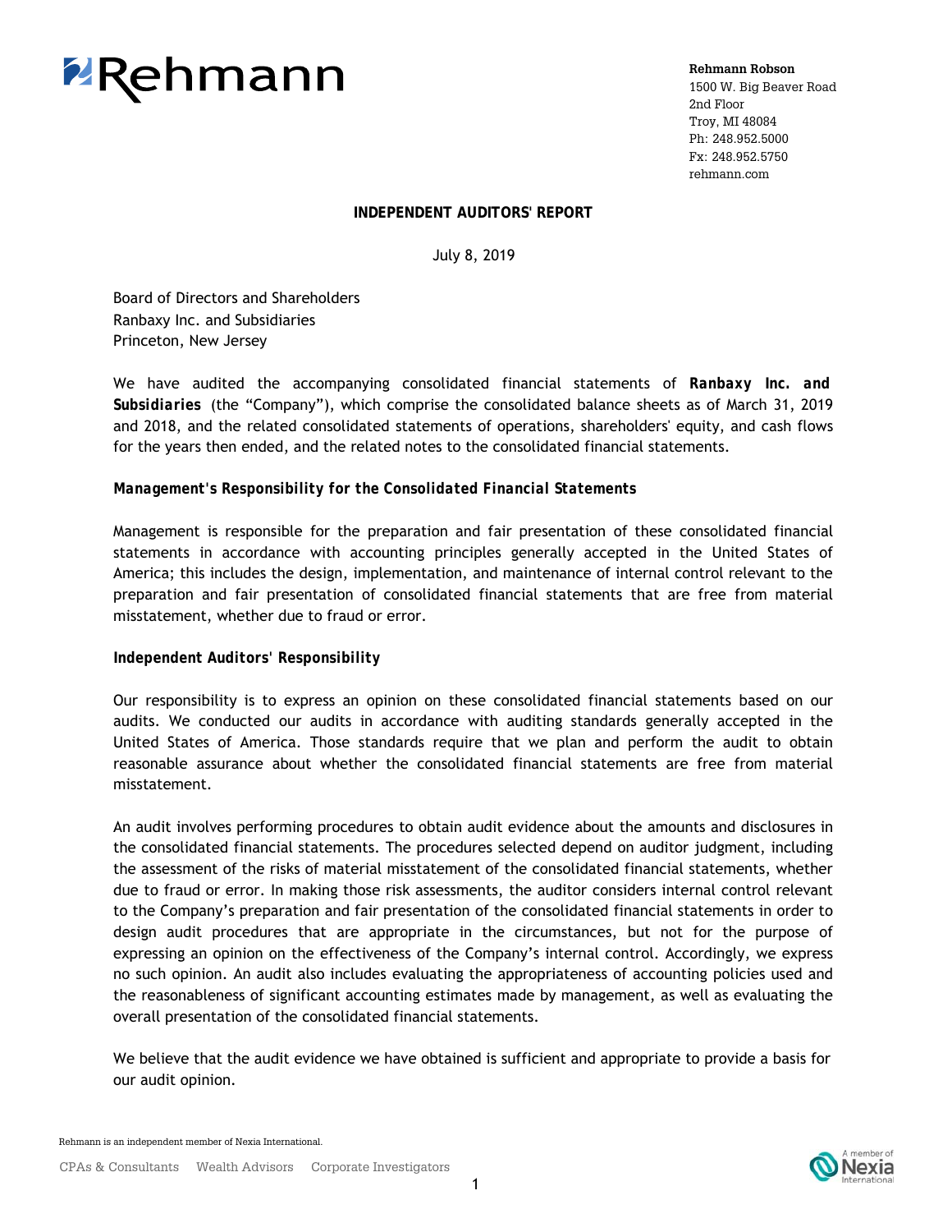Rehmann

**Rehmann Robson**
1500 W. Big Beaver Road
2nd Floor
Troy, MI 48084
Ph: 248.952.5000
Fx: 248.952.5750
rehmann.com

## INDEPENDENT AUDITORS' REPORT

July 8, 2019

Board of Directors and Shareholders
Ranbaxy Inc. and Subsidiaries
Princeton, New Jersey

We have audited the accompanying consolidated financial statements of ***Ranbaxy Inc. and Subsidiaries*** (the "Company"), which comprise the consolidated balance sheets as of March 31, 2019 and 2018, and the related consolidated statements of operations, shareholders' equity, and cash flows for the years then ended, and the related notes to the consolidated financial statements.

### *Management's Responsibility for the Consolidated Financial Statements*

Management is responsible for the preparation and fair presentation of these consolidated financial statements in accordance with accounting principles generally accepted in the United States of America; this includes the design, implementation, and maintenance of internal control relevant to the preparation and fair presentation of consolidated financial statements that are free from material misstatement, whether due to fraud or error.

### *Independent Auditors' Responsibility*

Our responsibility is to express an opinion on these consolidated financial statements based on our audits. We conducted our audits in accordance with auditing standards generally accepted in the United States of America. Those standards require that we plan and perform the audit to obtain reasonable assurance about whether the consolidated financial statements are free from material misstatement.

An audit involves performing procedures to obtain audit evidence about the amounts and disclosures in the consolidated financial statements. The procedures selected depend on auditor judgment, including the assessment of the risks of material misstatement of the consolidated financial statements, whether due to fraud or error. In making those risk assessments, the auditor considers internal control relevant to the Company's preparation and fair presentation of the consolidated financial statements in order to design audit procedures that are appropriate in the circumstances, but not for the purpose of expressing an opinion on the effectiveness of the Company's internal control. Accordingly, we express no such opinion. An audit also includes evaluating the appropriateness of accounting policies used and the reasonableness of significant accounting estimates made by management, as well as evaluating the overall presentation of the consolidated financial statements.

We believe that the audit evidence we have obtained is sufficient and appropriate to provide a basis for our audit opinion.

Rehmann is an independent member of Nexia International.

CPAs & Consultants   Wealth Advisors   Corporate Investigators

A member of Nexia International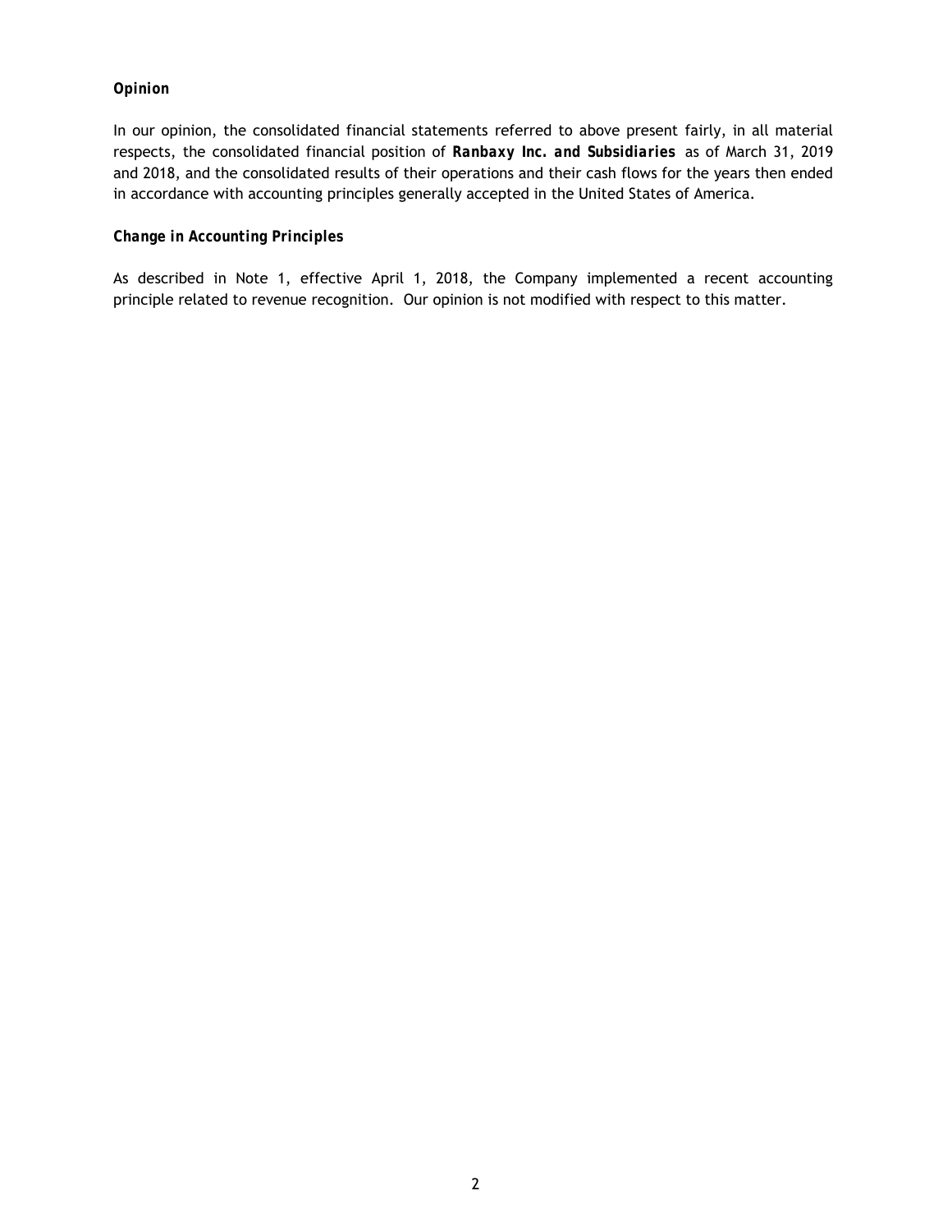### *Opinion*

In our opinion, the consolidated financial statements referred to above present fairly, in all material respects, the consolidated financial position of ***Ranbaxy Inc. and Subsidiaries*** as of March 31, 2019 and 2018, and the consolidated results of their operations and their cash flows for the years then ended in accordance with accounting principles generally accepted in the United States of America.

### *Change in Accounting Principles*

As described in Note 1, effective April 1, 2018, the Company implemented a recent accounting principle related to revenue recognition. Our opinion is not modified with respect to this matter.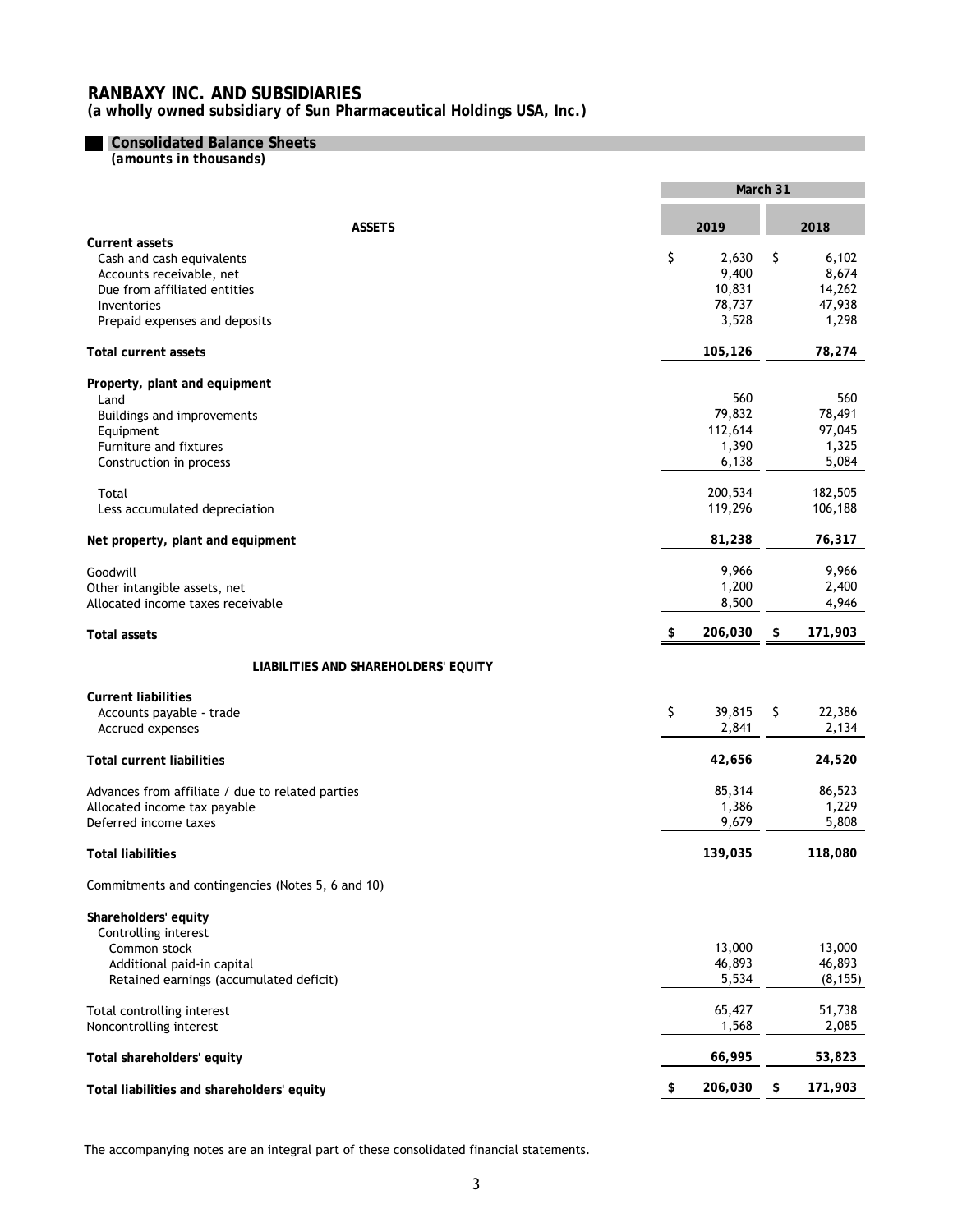# RANBAXY INC. AND SUBSIDIARIES
**(a wholly owned subsidiary of Sun Pharmaceutical Holdings USA, Inc.)**

## Consolidated Balance Sheets
*(amounts in thousands)*

| | March 31 | |
|---|---|---|
| **ASSETS** | **2019** | **2018** |
| **Current assets** | | |
| Cash and cash equivalents | $ 2,630 | $ 6,102 |
| Accounts receivable, net | 9,400 | 8,674 |
| Due from affiliated entities | 10,831 | 14,262 |
| Inventories | 78,737 | 47,938 |
| Prepaid expenses and deposits | 3,528 | 1,298 |
| **Total current assets** | **105,126** | **78,274** |
| **Property, plant and equipment** | | |
| Land | 560 | 560 |
| Buildings and improvements | 79,832 | 78,491 |
| Equipment | 112,614 | 97,045 |
| Furniture and fixtures | 1,390 | 1,325 |
| Construction in process | 6,138 | 5,084 |
| Total | 200,534 | 182,505 |
| Less accumulated depreciation | 119,296 | 106,188 |
| **Net property, plant and equipment** | **81,238** | **76,317** |
| Goodwill | 9,966 | 9,966 |
| Other intangible assets, net | 1,200 | 2,400 |
| Allocated income taxes receivable | 8,500 | 4,946 |
| **Total assets** | **$ 206,030** | **$ 171,903** |
| **LIABILITIES AND SHAREHOLDERS' EQUITY** | | |
| **Current liabilities** | | |
| Accounts payable - trade | $ 39,815 | $ 22,386 |
| Accrued expenses | 2,841 | 2,134 |
| **Total current liabilities** | **42,656** | **24,520** |
| Advances from affiliate / due to related parties | 85,314 | 86,523 |
| Allocated income tax payable | 1,386 | 1,229 |
| Deferred income taxes | 9,679 | 5,808 |
| **Total liabilities** | **139,035** | **118,080** |
| Commitments and contingencies (Notes 5, 6 and 10) | | |
| **Shareholders' equity** | | |
| Controlling interest | | |
| Common stock | 13,000 | 13,000 |
| Additional paid-in capital | 46,893 | 46,893 |
| Retained earnings (accumulated deficit) | 5,534 | (8,155) |
| Total controlling interest | 65,427 | 51,738 |
| Noncontrolling interest | 1,568 | 2,085 |
| **Total shareholders' equity** | **66,995** | **53,823** |
| **Total liabilities and shareholders' equity** | **$ 206,030** | **$ 171,903** |

The accompanying notes are an integral part of these consolidated financial statements.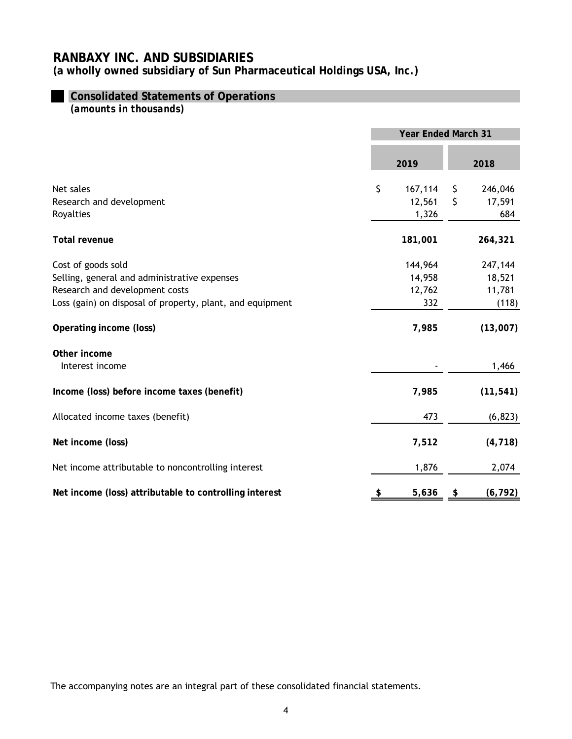# RANBAXY INC. AND SUBSIDIARIES

**(a wholly owned subsidiary of Sun Pharmaceutical Holdings USA, Inc.)**

## Consolidated Statements of Operations

*(amounts in thousands)*

| | Year Ended March 31 | |
|---|---|---|
| | **2019** | **2018** |
| Net sales | $ 167,114 | $ 246,046 |
| Research and development | 12,561 | $ 17,591 |
| Royalties | 1,326 | 684 |
| **Total revenue** | **181,001** | **264,321** |
| Cost of goods sold | 144,964 | 247,144 |
| Selling, general and administrative expenses | 14,958 | 18,521 |
| Research and development costs | 12,762 | 11,781 |
| Loss (gain) on disposal of property, plant, and equipment | 332 | (118) |
| **Operating income (loss)** | **7,985** | **(13,007)** |
| **Other income** | | |
| Interest income | - | 1,466 |
| **Income (loss) before income taxes (benefit)** | **7,985** | **(11,541)** |
| Allocated income taxes (benefit) | 473 | (6,823) |
| **Net income (loss)** | **7,512** | **(4,718)** |
| Net income attributable to noncontrolling interest | 1,876 | 2,074 |
| **Net income (loss) attributable to controlling interest** | **$ 5,636** | **$ (6,792)** |

The accompanying notes are an integral part of these consolidated financial statements.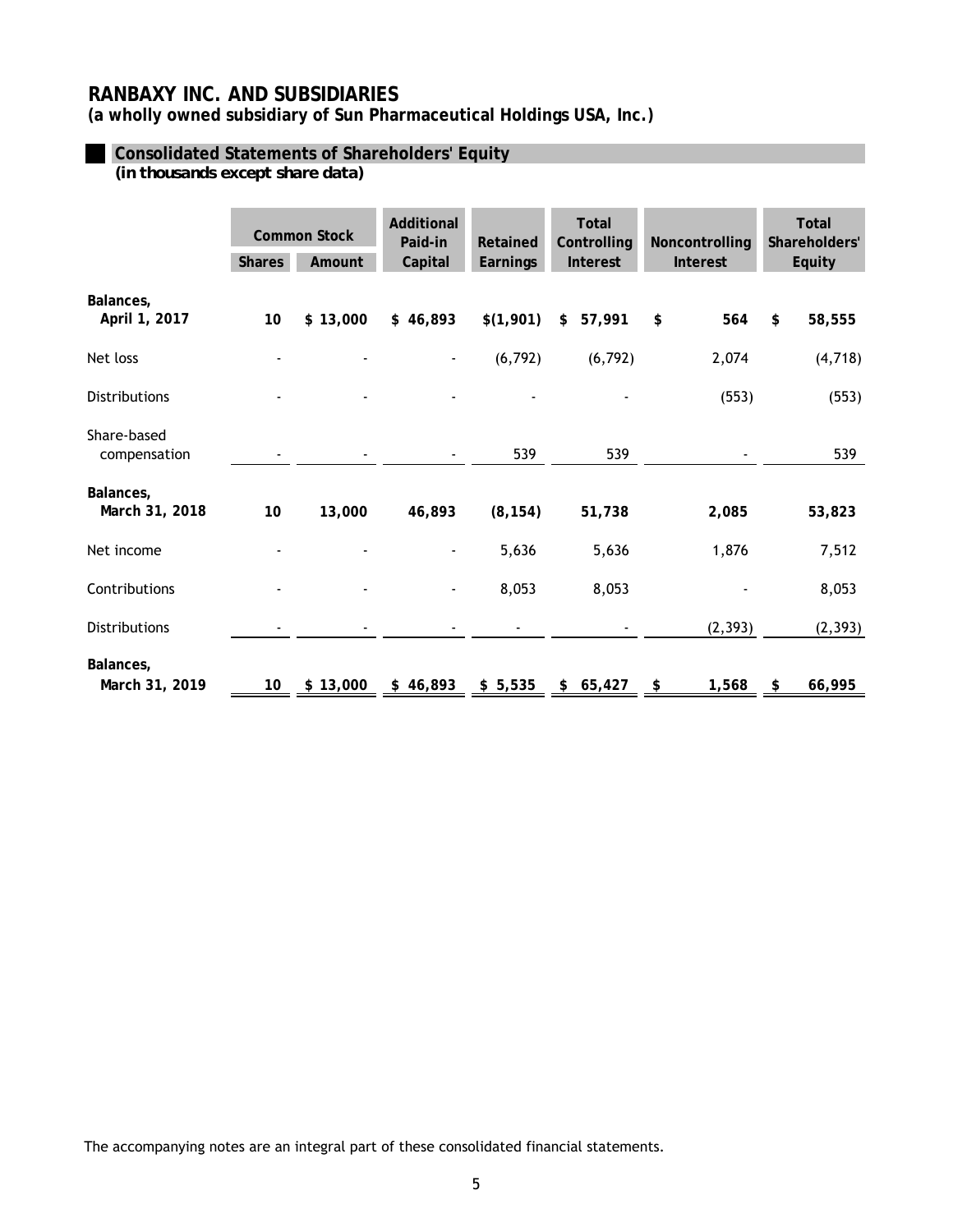# RANBAXY INC. AND SUBSIDIARIES

**(a wholly owned subsidiary of Sun Pharmaceutical Holdings USA, Inc.)**

## Consolidated Statements of Shareholders' Equity

***(in thousands except share data)***

| | Common Stock | | Additional Paid-in | Retained | Total Controlling | Noncontrolling | Total Shareholders' |
|---|---|---|---|---|---|---|---|
| | Shares | Amount | Capital | Earnings | Interest | Interest | Equity |
| **Balances, April 1, 2017** | **10** | **$ 13,000** | **$ 46,893** | **$(1,901)** | **$ 57,991** | **$ 564** | **$ 58,555** |
| Net loss | - | - | - | (6,792) | (6,792) | 2,074 | (4,718) |
| Distributions | - | - | - | - | - | (553) | (553) |
| Share-based compensation | - | - | - | 539 | 539 | - | 539 |
| **Balances, March 31, 2018** | **10** | **13,000** | **46,893** | **(8,154)** | **51,738** | **2,085** | **53,823** |
| Net income | - | - | - | 5,636 | 5,636 | 1,876 | 7,512 |
| Contributions | - | - | - | 8,053 | 8,053 | - | 8,053 |
| Distributions | - | - | - | - | - | (2,393) | (2,393) |
| **Balances, March 31, 2019** | **10** | **$ 13,000** | **$ 46,893** | **$ 5,535** | **$ 65,427** | **$ 1,568** | **$ 66,995** |

The accompanying notes are an integral part of these consolidated financial statements.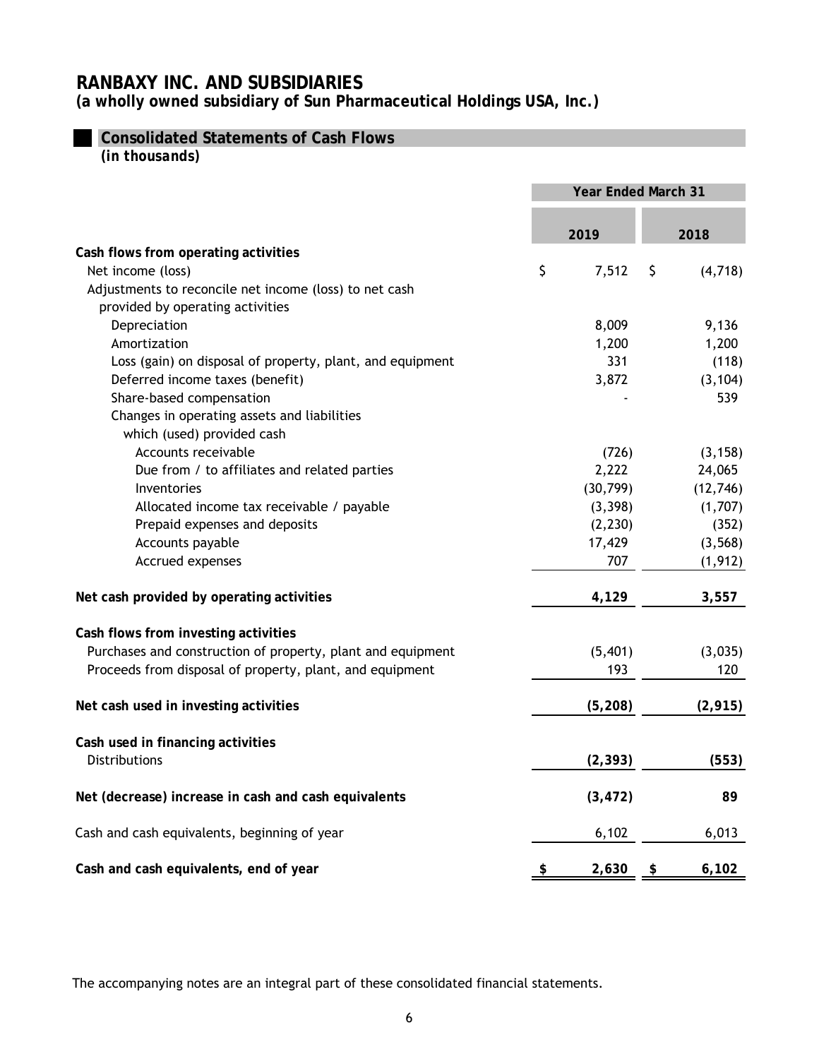# RANBAXY INC. AND SUBSIDIARIES

**(a wholly owned subsidiary of Sun Pharmaceutical Holdings USA, Inc.)**

## Consolidated Statements of Cash Flows

*(in thousands)*

| | Year Ended March 31 | |
|---|---|---|
| | **2019** | **2018** |
| **Cash flows from operating activities** | | |
| Net income (loss) | $ 7,512 | $ (4,718) |
| Adjustments to reconcile net income (loss) to net cash provided by operating activities | | |
| Depreciation | 8,009 | 9,136 |
| Amortization | 1,200 | 1,200 |
| Loss (gain) on disposal of property, plant, and equipment | 331 | (118) |
| Deferred income taxes (benefit) | 3,872 | (3,104) |
| Share-based compensation | - | 539 |
| Changes in operating assets and liabilities which (used) provided cash | | |
| Accounts receivable | (726) | (3,158) |
| Due from / to affiliates and related parties | 2,222 | 24,065 |
| Inventories | (30,799) | (12,746) |
| Allocated income tax receivable / payable | (3,398) | (1,707) |
| Prepaid expenses and deposits | (2,230) | (352) |
| Accounts payable | 17,429 | (3,568) |
| Accrued expenses | 707 | (1,912) |
| **Net cash provided by operating activities** | **4,129** | **3,557** |
| **Cash flows from investing activities** | | |
| Purchases and construction of property, plant and equipment | (5,401) | (3,035) |
| Proceeds from disposal of property, plant, and equipment | 193 | 120 |
| **Net cash used in investing activities** | **(5,208)** | **(2,915)** |
| **Cash used in financing activities** | | |
| Distributions | **(2,393)** | **(553)** |
| **Net (decrease) increase in cash and cash equivalents** | **(3,472)** | **89** |
| Cash and cash equivalents, beginning of year | 6,102 | 6,013 |
| **Cash and cash equivalents, end of year** | **$ 2,630** | **$ 6,102** |

The accompanying notes are an integral part of these consolidated financial statements.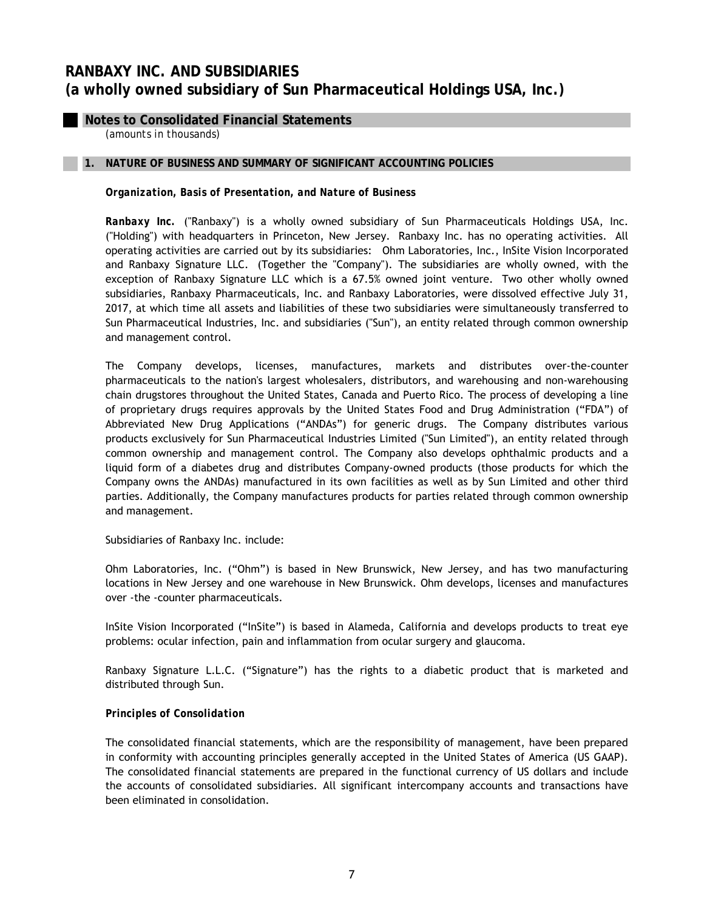# RANBAXY INC. AND SUBSIDIARIES
# (a wholly owned subsidiary of Sun Pharmaceutical Holdings USA, Inc.)

## Notes to Consolidated Financial Statements

*(amounts in thousands)*

### 1. NATURE OF BUSINESS AND SUMMARY OF SIGNIFICANT ACCOUNTING POLICIES

***Organization, Basis of Presentation, and Nature of Business***

***Ranbaxy Inc.*** ("Ranbaxy") is a wholly owned subsidiary of Sun Pharmaceuticals Holdings USA, Inc. ("Holding") with headquarters in Princeton, New Jersey. Ranbaxy Inc. has no operating activities. All operating activities are carried out by its subsidiaries: Ohm Laboratories, Inc., InSite Vision Incorporated and Ranbaxy Signature LLC. (Together the "Company"). The subsidiaries are wholly owned, with the exception of Ranbaxy Signature LLC which is a 67.5% owned joint venture. Two other wholly owned subsidiaries, Ranbaxy Pharmaceuticals, Inc. and Ranbaxy Laboratories, were dissolved effective July 31, 2017, at which time all assets and liabilities of these two subsidiaries were simultaneously transferred to Sun Pharmaceutical Industries, Inc. and subsidiaries ("Sun"), an entity related through common ownership and management control.

The Company develops, licenses, manufactures, markets and distributes over-the-counter pharmaceuticals to the nation's largest wholesalers, distributors, and warehousing and non-warehousing chain drugstores throughout the United States, Canada and Puerto Rico. The process of developing a line of proprietary drugs requires approvals by the United States Food and Drug Administration ("FDA") of Abbreviated New Drug Applications ("ANDAs") for generic drugs. The Company distributes various products exclusively for Sun Pharmaceutical Industries Limited ("Sun Limited"), an entity related through common ownership and management control. The Company also develops ophthalmic products and a liquid form of a diabetes drug and distributes Company-owned products (those products for which the Company owns the ANDAs) manufactured in its own facilities as well as by Sun Limited and other third parties. Additionally, the Company manufactures products for parties related through common ownership and management.

Subsidiaries of Ranbaxy Inc. include:

Ohm Laboratories, Inc. ("Ohm") is based in New Brunswick, New Jersey, and has two manufacturing locations in New Jersey and one warehouse in New Brunswick. Ohm develops, licenses and manufactures over -the -counter pharmaceuticals.

InSite Vision Incorporated ("InSite") is based in Alameda, California and develops products to treat eye problems: ocular infection, pain and inflammation from ocular surgery and glaucoma.

Ranbaxy Signature L.L.C. ("Signature") has the rights to a diabetic product that is marketed and distributed through Sun.

***Principles of Consolidation***

The consolidated financial statements, which are the responsibility of management, have been prepared in conformity with accounting principles generally accepted in the United States of America (US GAAP). The consolidated financial statements are prepared in the functional currency of US dollars and include the accounts of consolidated subsidiaries. All significant intercompany accounts and transactions have been eliminated in consolidation.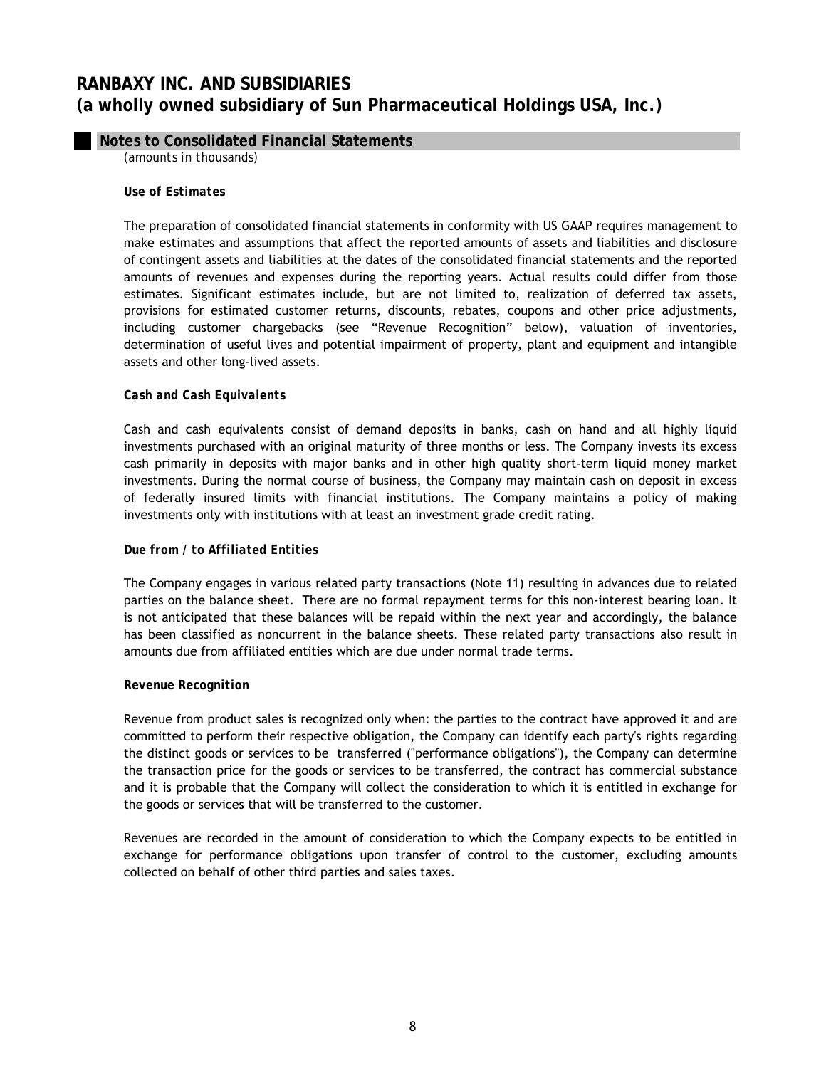**Use of Estimates**

The preparation of consolidated financial statements in conformity with US GAAP requires management to make estimates and assumptions that affect the reported amounts of assets and liabilities and disclosure of contingent assets and liabilities at the dates of the consolidated financial statements and the reported amounts of revenues and expenses during the reporting years. Actual results could differ from those estimates. Significant estimates include, but are not limited to, realization of deferred tax assets, provisions for estimated customer returns, discounts, rebates, coupons and other price adjustments, including customer chargebacks (see "Revenue Recognition" below), valuation of inventories, determination of useful lives and potential impairment of property, plant and equipment and intangible assets and other long-lived assets.

**Cash and Cash Equivalents**

Cash and cash equivalents consist of demand deposits in banks, cash on hand and all highly liquid investments purchased with an original maturity of three months or less. The Company invests its excess cash primarily in deposits with major banks and in other high quality short-term liquid money market investments. During the normal course of business, the Company may maintain cash on deposit in excess of federally insured limits with financial institutions. The Company maintains a policy of making investments only with institutions with at least an investment grade credit rating.

**Due from / to Affiliated Entities**

The Company engages in various related party transactions (Note 11) resulting in advances due to related parties on the balance sheet. There are no formal repayment terms for this non-interest bearing loan. It is not anticipated that these balances will be repaid within the next year and accordingly, the balance has been classified as noncurrent in the balance sheets. These related party transactions also result in amounts due from affiliated entities which are due under normal trade terms.

**Revenue Recognition**

Revenue from product sales is recognized only when: the parties to the contract have approved it and are committed to perform their respective obligation, the Company can identify each party's rights regarding the distinct goods or services to be transferred ("performance obligations"), the Company can determine the transaction price for the goods or services to be transferred, the contract has commercial substance and it is probable that the Company will collect the consideration to which it is entitled in exchange for the goods or services that will be transferred to the customer.

Revenues are recorded in the amount of consideration to which the Company expects to be entitled in exchange for performance obligations upon transfer of control to the customer, excluding amounts collected on behalf of other third parties and sales taxes.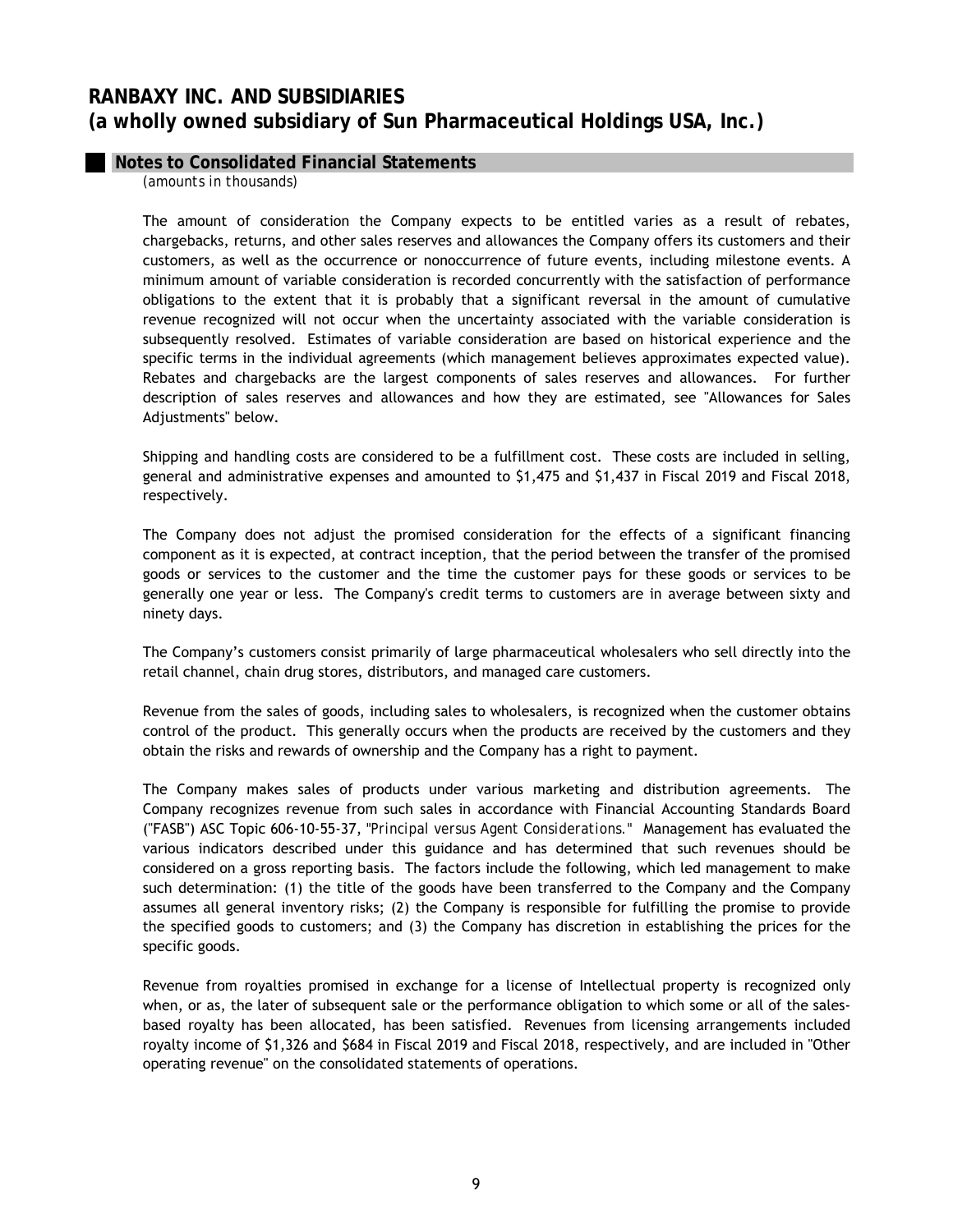The amount of consideration the Company expects to be entitled varies as a result of rebates, chargebacks, returns, and other sales reserves and allowances the Company offers its customers and their customers, as well as the occurrence or nonoccurrence of future events, including milestone events. A minimum amount of variable consideration is recorded concurrently with the satisfaction of performance obligations to the extent that it is probably that a significant reversal in the amount of cumulative revenue recognized will not occur when the uncertainty associated with the variable consideration is subsequently resolved. Estimates of variable consideration are based on historical experience and the specific terms in the individual agreements (which management believes approximates expected value). Rebates and chargebacks are the largest components of sales reserves and allowances. For further description of sales reserves and allowances and how they are estimated, see "Allowances for Sales Adjustments" below.

Shipping and handling costs are considered to be a fulfillment cost. These costs are included in selling, general and administrative expenses and amounted to $1,475 and $1,437 in Fiscal 2019 and Fiscal 2018, respectively.

The Company does not adjust the promised consideration for the effects of a significant financing component as it is expected, at contract inception, that the period between the transfer of the promised goods or services to the customer and the time the customer pays for these goods or services to be generally one year or less. The Company's credit terms to customers are in average between sixty and ninety days.

The Company's customers consist primarily of large pharmaceutical wholesalers who sell directly into the retail channel, chain drug stores, distributors, and managed care customers.

Revenue from the sales of goods, including sales to wholesalers, is recognized when the customer obtains control of the product. This generally occurs when the products are received by the customers and they obtain the risks and rewards of ownership and the Company has a right to payment.

The Company makes sales of products under various marketing and distribution agreements. The Company recognizes revenue from such sales in accordance with Financial Accounting Standards Board ("FASB") ASC Topic 606-10-55-37, "*Principal versus Agent Considerations.*" Management has evaluated the various indicators described under this guidance and has determined that such revenues should be considered on a gross reporting basis. The factors include the following, which led management to make such determination: (1) the title of the goods have been transferred to the Company and the Company assumes all general inventory risks; (2) the Company is responsible for fulfilling the promise to provide the specified goods to customers; and (3) the Company has discretion in establishing the prices for the specific goods.

Revenue from royalties promised in exchange for a license of Intellectual property is recognized only when, or as, the later of subsequent sale or the performance obligation to which some or all of the sales-based royalty has been allocated, has been satisfied. Revenues from licensing arrangements included royalty income of $1,326 and $684 in Fiscal 2019 and Fiscal 2018, respectively, and are included in "Other operating revenue" on the consolidated statements of operations.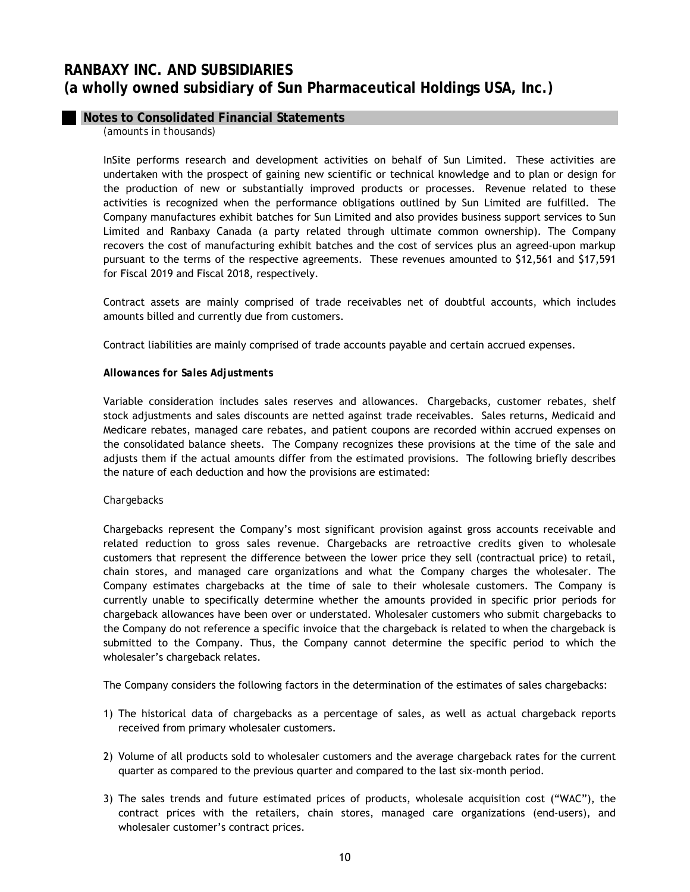InSite performs research and development activities on behalf of Sun Limited. These activities are undertaken with the prospect of gaining new scientific or technical knowledge and to plan or design for the production of new or substantially improved products or processes. Revenue related to these activities is recognized when the performance obligations outlined by Sun Limited are fulfilled. The Company manufactures exhibit batches for Sun Limited and also provides business support services to Sun Limited and Ranbaxy Canada (a party related through ultimate common ownership). The Company recovers the cost of manufacturing exhibit batches and the cost of services plus an agreed-upon markup pursuant to the terms of the respective agreements. These revenues amounted to $12,561 and $17,591 for Fiscal 2019 and Fiscal 2018, respectively.

Contract assets are mainly comprised of trade receivables net of doubtful accounts, which includes amounts billed and currently due from customers.

Contract liabilities are mainly comprised of trade accounts payable and certain accrued expenses.

***Allowances for Sales Adjustments***

Variable consideration includes sales reserves and allowances. Chargebacks, customer rebates, shelf stock adjustments and sales discounts are netted against trade receivables. Sales returns, Medicaid and Medicare rebates, managed care rebates, and patient coupons are recorded within accrued expenses on the consolidated balance sheets. The Company recognizes these provisions at the time of the sale and adjusts them if the actual amounts differ from the estimated provisions. The following briefly describes the nature of each deduction and how the provisions are estimated:

*Chargebacks*

Chargebacks represent the Company's most significant provision against gross accounts receivable and related reduction to gross sales revenue. Chargebacks are retroactive credits given to wholesale customers that represent the difference between the lower price they sell (contractual price) to retail, chain stores, and managed care organizations and what the Company charges the wholesaler. The Company estimates chargebacks at the time of sale to their wholesale customers. The Company is currently unable to specifically determine whether the amounts provided in specific prior periods for chargeback allowances have been over or understated. Wholesaler customers who submit chargebacks to the Company do not reference a specific invoice that the chargeback is related to when the chargeback is submitted to the Company. Thus, the Company cannot determine the specific period to which the wholesaler's chargeback relates.

The Company considers the following factors in the determination of the estimates of sales chargebacks:

1) The historical data of chargebacks as a percentage of sales, as well as actual chargeback reports received from primary wholesaler customers.

2) Volume of all products sold to wholesaler customers and the average chargeback rates for the current quarter as compared to the previous quarter and compared to the last six-month period.

3) The sales trends and future estimated prices of products, wholesale acquisition cost ("WAC"), the contract prices with the retailers, chain stores, managed care organizations (end-users), and wholesaler customer's contract prices.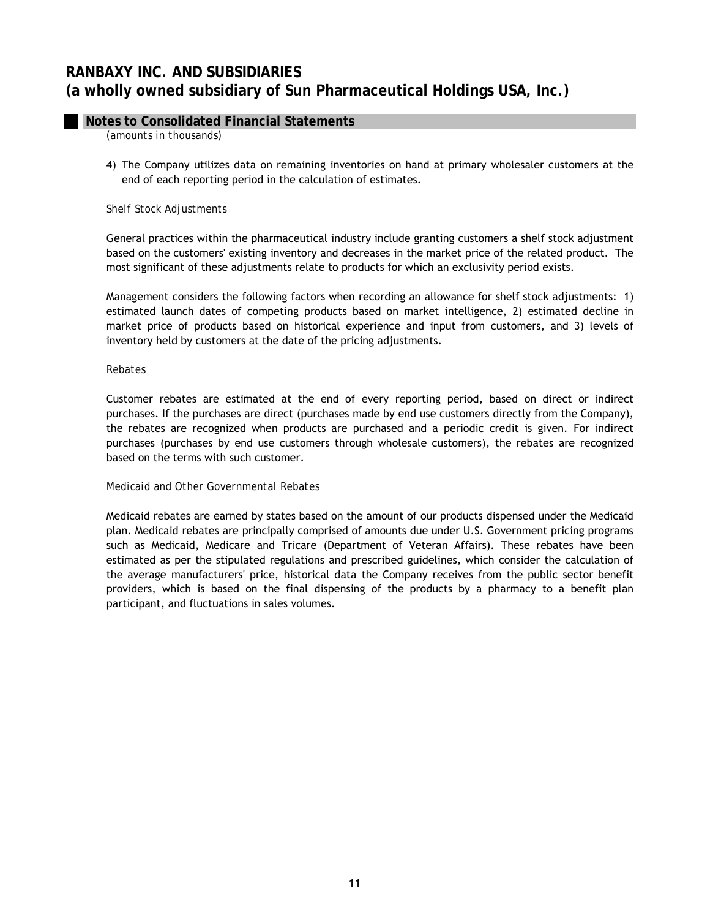RANBAXY INC. AND SUBSIDIARIES
(a wholly owned subsidiary of Sun Pharmaceutical Holdings USA, Inc.)

## Notes to Consolidated Financial Statements

*(amounts in thousands)*

4) The Company utilizes data on remaining inventories on hand at primary wholesaler customers at the end of each reporting period in the calculation of estimates.

*Shelf Stock Adjustments*

General practices within the pharmaceutical industry include granting customers a shelf stock adjustment based on the customers' existing inventory and decreases in the market price of the related product. The most significant of these adjustments relate to products for which an exclusivity period exists.

Management considers the following factors when recording an allowance for shelf stock adjustments: 1) estimated launch dates of competing products based on market intelligence, 2) estimated decline in market price of products based on historical experience and input from customers, and 3) levels of inventory held by customers at the date of the pricing adjustments.

*Rebates*

Customer rebates are estimated at the end of every reporting period, based on direct or indirect purchases. If the purchases are direct (purchases made by end use customers directly from the Company), the rebates are recognized when products are purchased and a periodic credit is given. For indirect purchases (purchases by end use customers through wholesale customers), the rebates are recognized based on the terms with such customer.

*Medicaid and Other Governmental Rebates*

Medicaid rebates are earned by states based on the amount of our products dispensed under the Medicaid plan. Medicaid rebates are principally comprised of amounts due under U.S. Government pricing programs such as Medicaid, Medicare and Tricare (Department of Veteran Affairs). These rebates have been estimated as per the stipulated regulations and prescribed guidelines, which consider the calculation of the average manufacturers' price, historical data the Company receives from the public sector benefit providers, which is based on the final dispensing of the products by a pharmacy to a benefit plan participant, and fluctuations in sales volumes.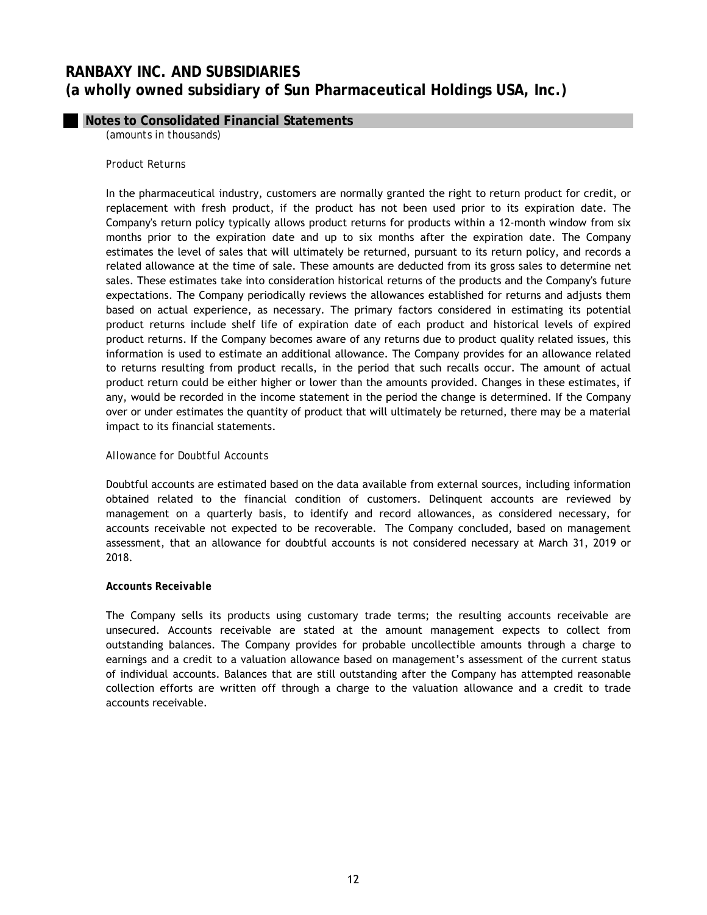*Product Returns*

In the pharmaceutical industry, customers are normally granted the right to return product for credit, or replacement with fresh product, if the product has not been used prior to its expiration date. The Company's return policy typically allows product returns for products within a 12-month window from six months prior to the expiration date and up to six months after the expiration date. The Company estimates the level of sales that will ultimately be returned, pursuant to its return policy, and records a related allowance at the time of sale. These amounts are deducted from its gross sales to determine net sales. These estimates take into consideration historical returns of the products and the Company's future expectations. The Company periodically reviews the allowances established for returns and adjusts them based on actual experience, as necessary. The primary factors considered in estimating its potential product returns include shelf life of expiration date of each product and historical levels of expired product returns. If the Company becomes aware of any returns due to product quality related issues, this information is used to estimate an additional allowance. The Company provides for an allowance related to returns resulting from product recalls, in the period that such recalls occur. The amount of actual product return could be either higher or lower than the amounts provided. Changes in these estimates, if any, would be recorded in the income statement in the period the change is determined. If the Company over or under estimates the quantity of product that will ultimately be returned, there may be a material impact to its financial statements.

*Allowance for Doubtful Accounts*

Doubtful accounts are estimated based on the data available from external sources, including information obtained related to the financial condition of customers. Delinquent accounts are reviewed by management on a quarterly basis, to identify and record allowances, as considered necessary, for accounts receivable not expected to be recoverable. The Company concluded, based on management assessment, that an allowance for doubtful accounts is not considered necessary at March 31, 2019 or 2018.

**Accounts Receivable**

The Company sells its products using customary trade terms; the resulting accounts receivable are unsecured. Accounts receivable are stated at the amount management expects to collect from outstanding balances. The Company provides for probable uncollectible amounts through a charge to earnings and a credit to a valuation allowance based on management's assessment of the current status of individual accounts. Balances that are still outstanding after the Company has attempted reasonable collection efforts are written off through a charge to the valuation allowance and a credit to trade accounts receivable.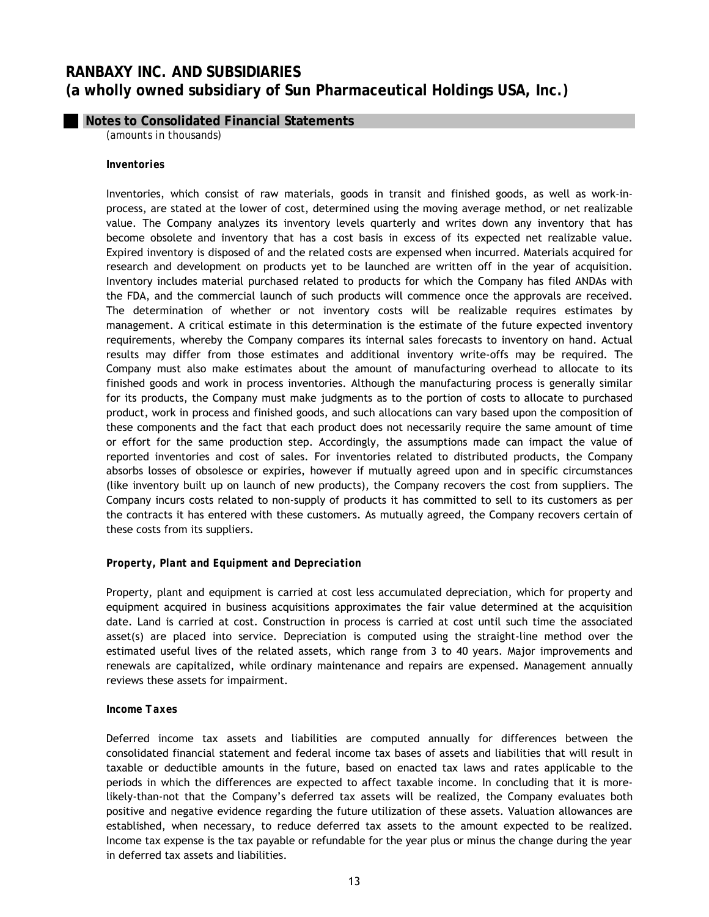# RANBAXY INC. AND SUBSIDIARIES
# (a wholly owned subsidiary of Sun Pharmaceutical Holdings USA, Inc.)

## Notes to Consolidated Financial Statements

*(amounts in thousands)*

**Inventories**

Inventories, which consist of raw materials, goods in transit and finished goods, as well as work-in-process, are stated at the lower of cost, determined using the moving average method, or net realizable value. The Company analyzes its inventory levels quarterly and writes down any inventory that has become obsolete and inventory that has a cost basis in excess of its expected net realizable value. Expired inventory is disposed of and the related costs are expensed when incurred. Materials acquired for research and development on products yet to be launched are written off in the year of acquisition. Inventory includes material purchased related to products for which the Company has filed ANDAs with the FDA, and the commercial launch of such products will commence once the approvals are received. The determination of whether or not inventory costs will be realizable requires estimates by management. A critical estimate in this determination is the estimate of the future expected inventory requirements, whereby the Company compares its internal sales forecasts to inventory on hand. Actual results may differ from those estimates and additional inventory write-offs may be required. The Company must also make estimates about the amount of manufacturing overhead to allocate to its finished goods and work in process inventories. Although the manufacturing process is generally similar for its products, the Company must make judgments as to the portion of costs to allocate to purchased product, work in process and finished goods, and such allocations can vary based upon the composition of these components and the fact that each product does not necessarily require the same amount of time or effort for the same production step. Accordingly, the assumptions made can impact the value of reported inventories and cost of sales. For inventories related to distributed products, the Company absorbs losses of obsolesce or expiries, however if mutually agreed upon and in specific circumstances (like inventory built up on launch of new products), the Company recovers the cost from suppliers. The Company incurs costs related to non-supply of products it has committed to sell to its customers as per the contracts it has entered with these customers. As mutually agreed, the Company recovers certain of these costs from its suppliers.

***Property, Plant and Equipment and Depreciation***

Property, plant and equipment is carried at cost less accumulated depreciation, which for property and equipment acquired in business acquisitions approximates the fair value determined at the acquisition date. Land is carried at cost. Construction in process is carried at cost until such time the associated asset(s) are placed into service. Depreciation is computed using the straight-line method over the estimated useful lives of the related assets, which range from 3 to 40 years. Major improvements and renewals are capitalized, while ordinary maintenance and repairs are expensed. Management annually reviews these assets for impairment.

**Income Taxes**

Deferred income tax assets and liabilities are computed annually for differences between the consolidated financial statement and federal income tax bases of assets and liabilities that will result in taxable or deductible amounts in the future, based on enacted tax laws and rates applicable to the periods in which the differences are expected to affect taxable income. In concluding that it is more-likely-than-not that the Company's deferred tax assets will be realized, the Company evaluates both positive and negative evidence regarding the future utilization of these assets. Valuation allowances are established, when necessary, to reduce deferred tax assets to the amount expected to be realized. Income tax expense is the tax payable or refundable for the year plus or minus the change during the year in deferred tax assets and liabilities.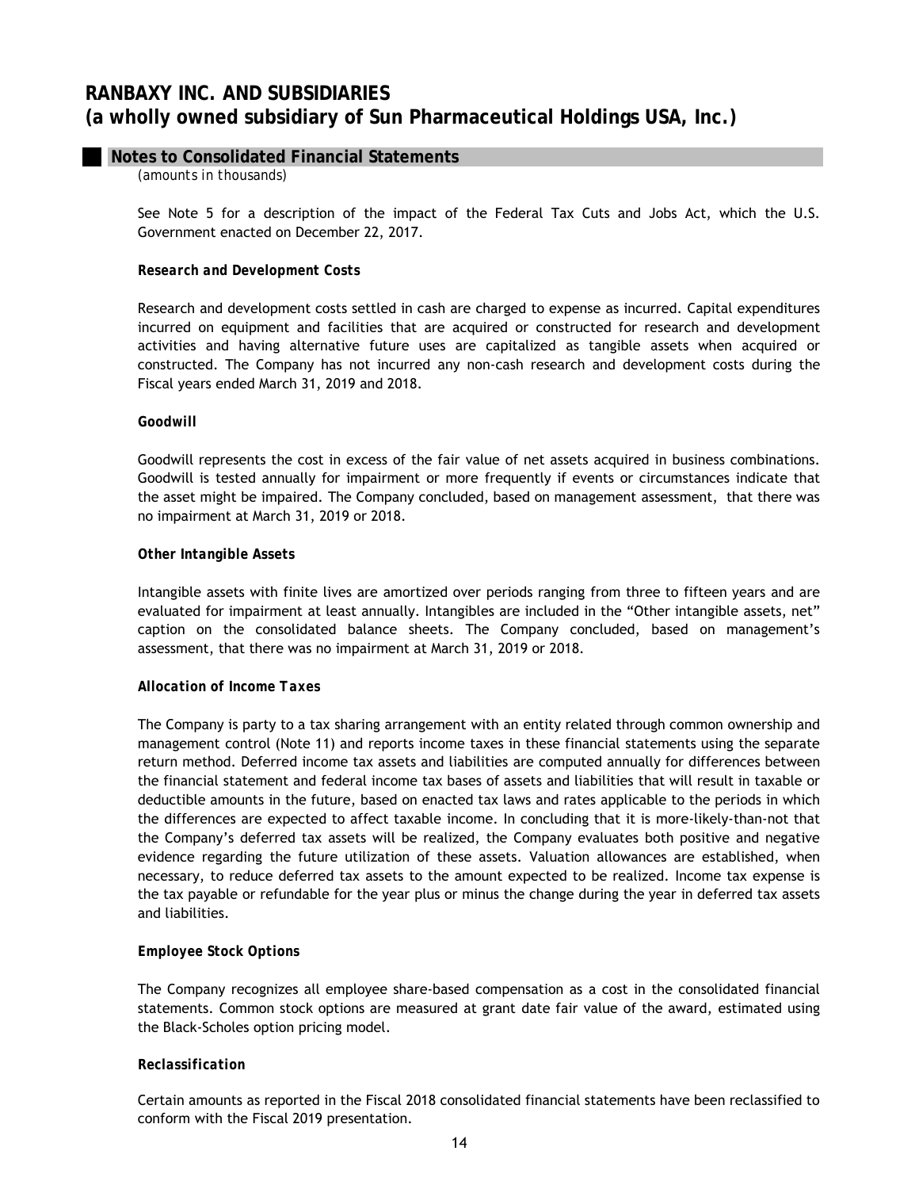See Note 5 for a description of the impact of the Federal Tax Cuts and Jobs Act, which the U.S. Government enacted on December 22, 2017.

***Research and Development Costs***

Research and development costs settled in cash are charged to expense as incurred. Capital expenditures incurred on equipment and facilities that are acquired or constructed for research and development activities and having alternative future uses are capitalized as tangible assets when acquired or constructed. The Company has not incurred any non-cash research and development costs during the Fiscal years ended March 31, 2019 and 2018.

***Goodwill***

Goodwill represents the cost in excess of the fair value of net assets acquired in business combinations. Goodwill is tested annually for impairment or more frequently if events or circumstances indicate that the asset might be impaired. The Company concluded, based on management assessment, that there was no impairment at March 31, 2019 or 2018.

***Other Intangible Assets***

Intangible assets with finite lives are amortized over periods ranging from three to fifteen years and are evaluated for impairment at least annually. Intangibles are included in the "Other intangible assets, net" caption on the consolidated balance sheets. The Company concluded, based on management's assessment, that there was no impairment at March 31, 2019 or 2018.

***Allocation of Income Taxes***

The Company is party to a tax sharing arrangement with an entity related through common ownership and management control (Note 11) and reports income taxes in these financial statements using the separate return method. Deferred income tax assets and liabilities are computed annually for differences between the financial statement and federal income tax bases of assets and liabilities that will result in taxable or deductible amounts in the future, based on enacted tax laws and rates applicable to the periods in which the differences are expected to affect taxable income. In concluding that it is more-likely-than-not that the Company's deferred tax assets will be realized, the Company evaluates both positive and negative evidence regarding the future utilization of these assets. Valuation allowances are established, when necessary, to reduce deferred tax assets to the amount expected to be realized. Income tax expense is the tax payable or refundable for the year plus or minus the change during the year in deferred tax assets and liabilities.

***Employee Stock Options***

The Company recognizes all employee share-based compensation as a cost in the consolidated financial statements. Common stock options are measured at grant date fair value of the award, estimated using the Black-Scholes option pricing model.

***Reclassification***

Certain amounts as reported in the Fiscal 2018 consolidated financial statements have been reclassified to conform with the Fiscal 2019 presentation.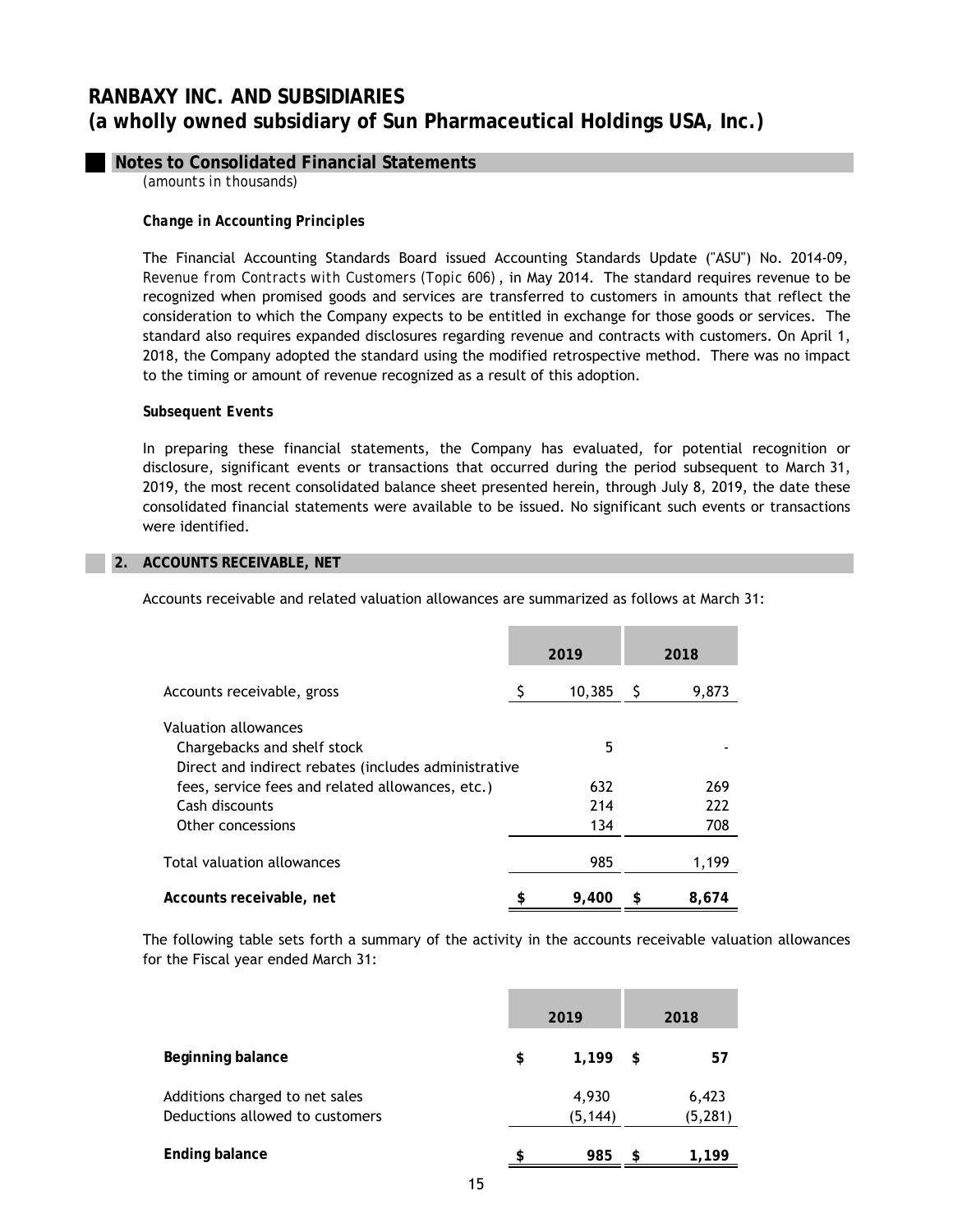# RANBAXY INC. AND SUBSIDIARIES
# (a wholly owned subsidiary of Sun Pharmaceutical Holdings USA, Inc.)

## Notes to Consolidated Financial Statements

*(amounts in thousands)*

***Change in Accounting Principles***

The Financial Accounting Standards Board issued Accounting Standards Update ("ASU") No. 2014-09, *Revenue from Contracts with Customers (Topic 606)*, in May 2014. The standard requires revenue to be recognized when promised goods and services are transferred to customers in amounts that reflect the consideration to which the Company expects to be entitled in exchange for those goods or services. The standard also requires expanded disclosures regarding revenue and contracts with customers. On April 1, 2018, the Company adopted the standard using the modified retrospective method. There was no impact to the timing or amount of revenue recognized as a result of this adoption.

***Subsequent Events***

In preparing these financial statements, the Company has evaluated, for potential recognition or disclosure, significant events or transactions that occurred during the period subsequent to March 31, 2019, the most recent consolidated balance sheet presented herein, through July 8, 2019, the date these consolidated financial statements were available to be issued. No significant such events or transactions were identified.

## 2. ACCOUNTS RECEIVABLE, NET

Accounts receivable and related valuation allowances are summarized as follows at March 31:

| | 2019 | 2018 |
|---|---|---|
| Accounts receivable, gross | $ 10,385 | $ 9,873 |
| Valuation allowances | | |
| Chargebacks and shelf stock | 5 | - |
| Direct and indirect rebates (includes administrative fees, service fees and related allowances, etc.) | 632 | 269 |
| Cash discounts | 214 | 222 |
| Other concessions | 134 | 708 |
| Total valuation allowances | 985 | 1,199 |
| **Accounts receivable, net** | **$ 9,400** | **$ 8,674** |

The following table sets forth a summary of the activity in the accounts receivable valuation allowances for the Fiscal year ended March 31:

| | 2019 | 2018 |
|---|---|---|
| **Beginning balance** | **$ 1,199** | **$ 57** |
| Additions charged to net sales | 4,930 | 6,423 |
| Deductions allowed to customers | (5,144) | (5,281) |
| **Ending balance** | **$ 985** | **$ 1,199** |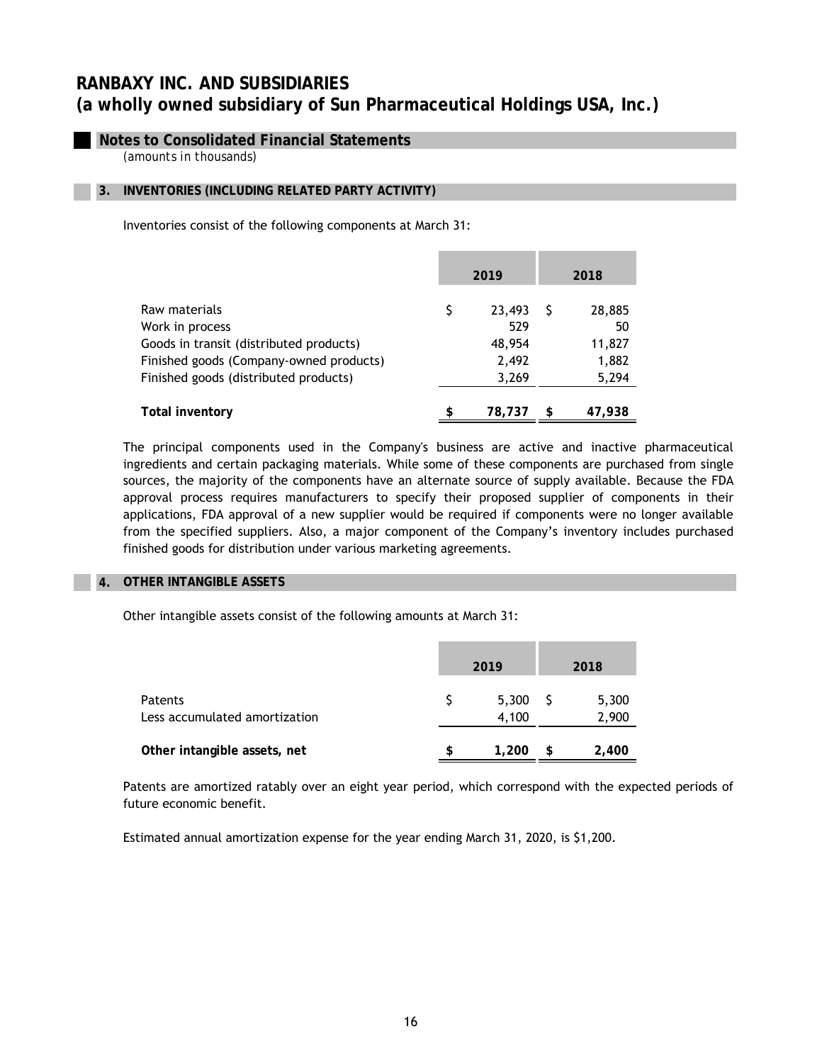# RANBAXY INC. AND SUBSIDIARIES
# (a wholly owned subsidiary of Sun Pharmaceutical Holdings USA, Inc.)

## Notes to Consolidated Financial Statements

*(amounts in thousands)*

### 3. INVENTORIES (INCLUDING RELATED PARTY ACTIVITY)

Inventories consist of the following components at March 31:

| | 2019 | 2018 |
|---|---|---|
| Raw materials | $ 23,493 | $ 28,885 |
| Work in process | 529 | 50 |
| Goods in transit (distributed products) | 48,954 | 11,827 |
| Finished goods (Company-owned products) | 2,492 | 1,882 |
| Finished goods (distributed products) | 3,269 | 5,294 |
| **Total inventory** | **$ 78,737** | **$ 47,938** |

The principal components used in the Company's business are active and inactive pharmaceutical ingredients and certain packaging materials. While some of these components are purchased from single sources, the majority of the components have an alternate source of supply available. Because the FDA approval process requires manufacturers to specify their proposed supplier of components in their applications, FDA approval of a new supplier would be required if components were no longer available from the specified suppliers. Also, a major component of the Company's inventory includes purchased finished goods for distribution under various marketing agreements.

### 4. OTHER INTANGIBLE ASSETS

Other intangible assets consist of the following amounts at March 31:

| | 2019 | 2018 |
|---|---|---|
| Patents | $ 5,300 | $ 5,300 |
| Less accumulated amortization | 4,100 | 2,900 |
| **Other intangible assets, net** | **$ 1,200** | **$ 2,400** |

Patents are amortized ratably over an eight year period, which correspond with the expected periods of future economic benefit.

Estimated annual amortization expense for the year ending March 31, 2020, is $1,200.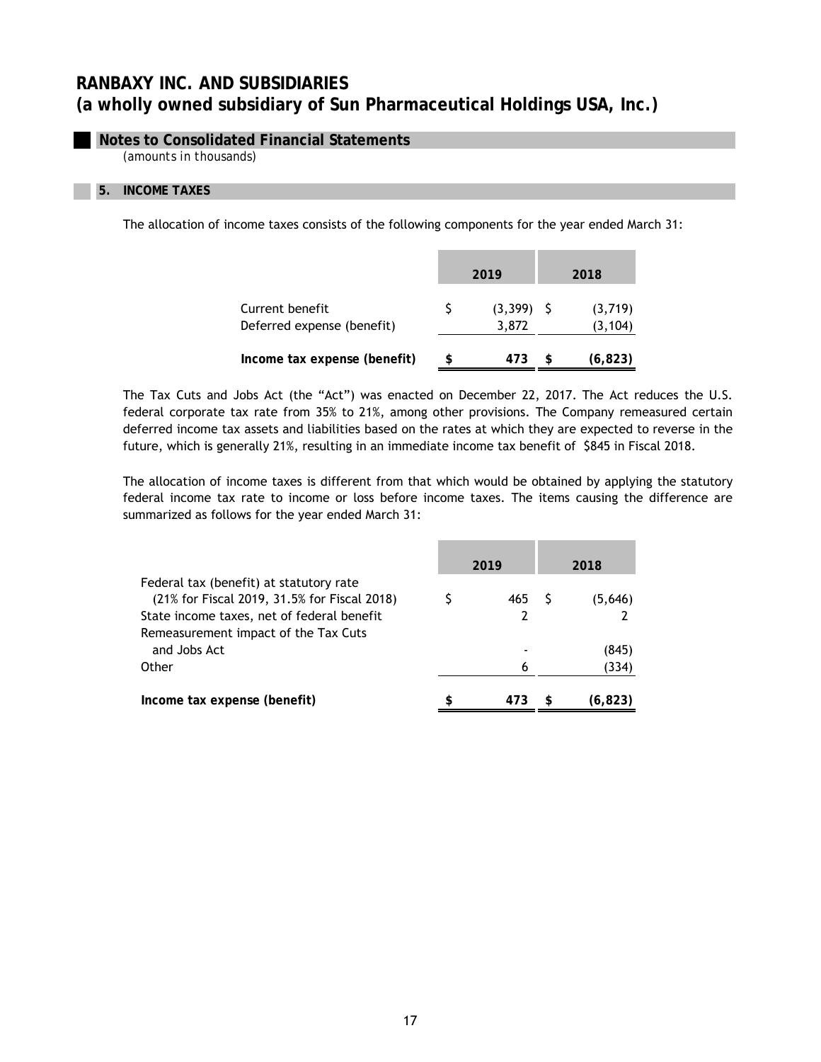# RANBAXY INC. AND SUBSIDIARIES
# (a wholly owned subsidiary of Sun Pharmaceutical Holdings USA, Inc.)

## Notes to Consolidated Financial Statements

*(amounts in thousands)*

### 5. INCOME TAXES

The allocation of income taxes consists of the following components for the year ended March 31:

| | 2019 | 2018 |
|---|---|---|
| Current benefit | $ (3,399) | $ (3,719) |
| Deferred expense (benefit) | 3,872 | (3,104) |
| **Income tax expense (benefit)** | **$ 473** | **$ (6,823)** |

The Tax Cuts and Jobs Act (the "Act") was enacted on December 22, 2017. The Act reduces the U.S. federal corporate tax rate from 35% to 21%, among other provisions. The Company remeasured certain deferred income tax assets and liabilities based on the rates at which they are expected to reverse in the future, which is generally 21%, resulting in an immediate income tax benefit of $845 in Fiscal 2018.

The allocation of income taxes is different from that which would be obtained by applying the statutory federal income tax rate to income or loss before income taxes. The items causing the difference are summarized as follows for the year ended March 31:

| | 2019 | 2018 |
|---|---|---|
| Federal tax (benefit) at statutory rate (21% for Fiscal 2019, 31.5% for Fiscal 2018) | $ 465 | $ (5,646) |
| State income taxes, net of federal benefit | 2 | 2 |
| Remeasurement impact of the Tax Cuts and Jobs Act | - | (845) |
| Other | 6 | (334) |
| **Income tax expense (benefit)** | **$ 473** | **$ (6,823)** |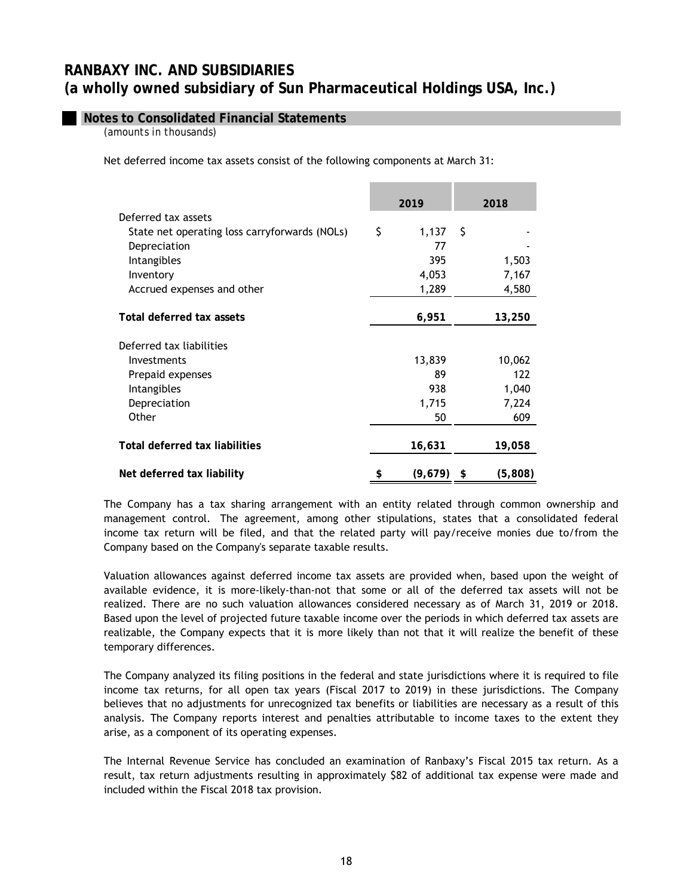# RANBAXY INC. AND SUBSIDIARIES
# (a wholly owned subsidiary of Sun Pharmaceutical Holdings USA, Inc.)

## Notes to Consolidated Financial Statements

*(amounts in thousands)*

Net deferred income tax assets consist of the following components at March 31:

| | 2019 | 2018 |
|---|---|---|
| Deferred tax assets | | |
| State net operating loss carryforwards (NOLs) | $ 1,137 | $ - |
| Depreciation | 77 | - |
| Intangibles | 395 | 1,503 |
| Inventory | 4,053 | 7,167 |
| Accrued expenses and other | 1,289 | 4,580 |
| **Total deferred tax assets** | **6,951** | **13,250** |
| Deferred tax liabilities | | |
| Investments | 13,839 | 10,062 |
| Prepaid expenses | 89 | 122 |
| Intangibles | 938 | 1,040 |
| Depreciation | 1,715 | 7,224 |
| Other | 50 | 609 |
| **Total deferred tax liabilities** | **16,631** | **19,058** |
| **Net deferred tax liability** | **$ (9,679)** | **$ (5,808)** |

The Company has a tax sharing arrangement with an entity related through common ownership and management control. The agreement, among other stipulations, states that a consolidated federal income tax return will be filed, and that the related party will pay/receive monies due to/from the Company based on the Company's separate taxable results.

Valuation allowances against deferred income tax assets are provided when, based upon the weight of available evidence, it is more-likely-than-not that some or all of the deferred tax assets will not be realized. There are no such valuation allowances considered necessary as of March 31, 2019 or 2018. Based upon the level of projected future taxable income over the periods in which deferred tax assets are realizable, the Company expects that it is more likely than not that it will realize the benefit of these temporary differences.

The Company analyzed its filing positions in the federal and state jurisdictions where it is required to file income tax returns, for all open tax years (Fiscal 2017 to 2019) in these jurisdictions. The Company believes that no adjustments for unrecognized tax benefits or liabilities are necessary as a result of this analysis. The Company reports interest and penalties attributable to income taxes to the extent they arise, as a component of its operating expenses.

The Internal Revenue Service has concluded an examination of Ranbaxy's Fiscal 2015 tax return. As a result, tax return adjustments resulting in approximately $82 of additional tax expense were made and included within the Fiscal 2018 tax provision.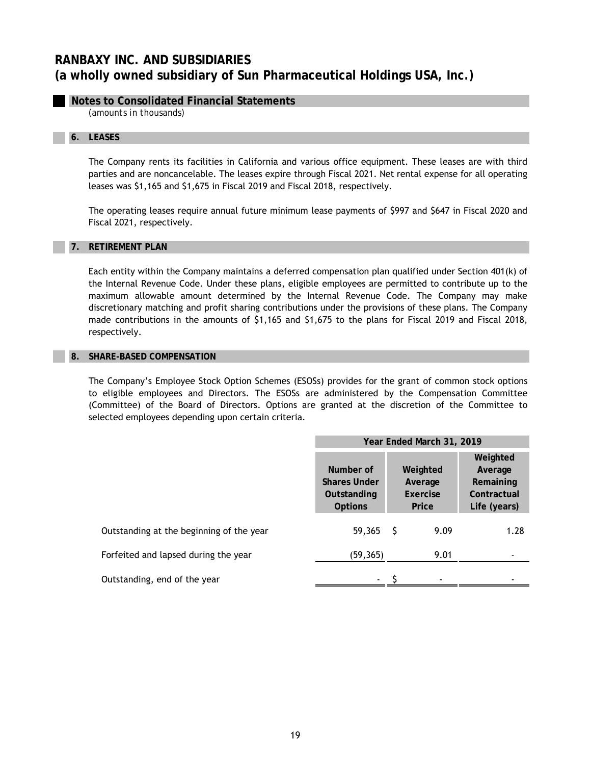# RANBAXY INC. AND SUBSIDIARIES
# (a wholly owned subsidiary of Sun Pharmaceutical Holdings USA, Inc.)

## Notes to Consolidated Financial Statements

*(amounts in thousands)*

### 6. LEASES

The Company rents its facilities in California and various office equipment. These leases are with third parties and are noncancelable. The leases expire through Fiscal 2021. Net rental expense for all operating leases was $1,165 and $1,675 in Fiscal 2019 and Fiscal 2018, respectively.

The operating leases require annual future minimum lease payments of $997 and $647 in Fiscal 2020 and Fiscal 2021, respectively.

### 7. RETIREMENT PLAN

Each entity within the Company maintains a deferred compensation plan qualified under Section 401(k) of the Internal Revenue Code. Under these plans, eligible employees are permitted to contribute up to the maximum allowable amount determined by the Internal Revenue Code. The Company may make discretionary matching and profit sharing contributions under the provisions of these plans. The Company made contributions in the amounts of $1,165 and $1,675 to the plans for Fiscal 2019 and Fiscal 2018, respectively.

### 8. SHARE-BASED COMPENSATION

The Company's Employee Stock Option Schemes (ESOSs) provides for the grant of common stock options to eligible employees and Directors. The ESOSs are administered by the Compensation Committee (Committee) of the Board of Directors. Options are granted at the discretion of the Committee to selected employees depending upon certain criteria.

| | Year Ended March 31, 2019 | | |
|---|---|---|---|
| | Number of Shares Under Outstanding Options | Weighted Average Exercise Price | Weighted Average Remaining Contractual Life (years) |
| Outstanding at the beginning of the year | 59,365 | $ 9.09 | 1.28 |
| Forfeited and lapsed during the year | (59,365) | 9.01 | - |
| Outstanding, end of the year | - | $ - | - |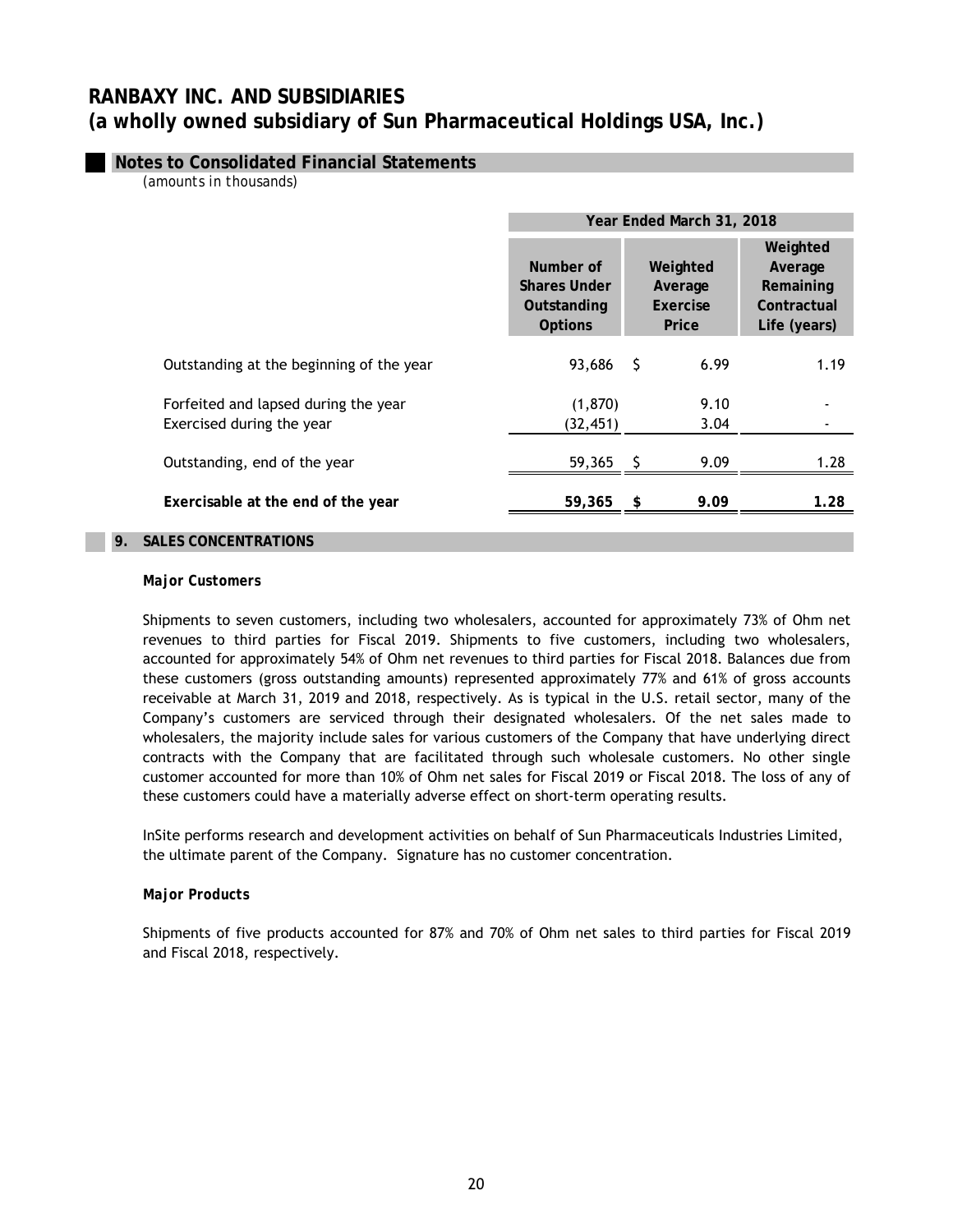# RANBAXY INC. AND SUBSIDIARIES
# (a wholly owned subsidiary of Sun Pharmaceutical Holdings USA, Inc.)

## Notes to Consolidated Financial Statements

*(amounts in thousands)*

| | Year Ended March 31, 2018 | | |
|---|---|---|---|
| | Number of Shares Under Outstanding Options | Weighted Average Exercise Price | Weighted Average Remaining Contractual Life (years) |
| Outstanding at the beginning of the year | 93,686 | $ 6.99 | 1.19 |
| Forfeited and lapsed during the year | (1,870) | 9.10 | - |
| Exercised during the year | (32,451) | 3.04 | - |
| Outstanding, end of the year | 59,365 | $ 9.09 | 1.28 |
| **Exercisable at the end of the year** | **59,365** | **$ 9.09** | **1.28** |

## 9. SALES CONCENTRATIONS

### *Major Customers*

Shipments to seven customers, including two wholesalers, accounted for approximately 73% of Ohm net revenues to third parties for Fiscal 2019. Shipments to five customers, including two wholesalers, accounted for approximately 54% of Ohm net revenues to third parties for Fiscal 2018. Balances due from these customers (gross outstanding amounts) represented approximately 77% and 61% of gross accounts receivable at March 31, 2019 and 2018, respectively. As is typical in the U.S. retail sector, many of the Company's customers are serviced through their designated wholesalers. Of the net sales made to wholesalers, the majority include sales for various customers of the Company that have underlying direct contracts with the Company that are facilitated through such wholesale customers. No other single customer accounted for more than 10% of Ohm net sales for Fiscal 2019 or Fiscal 2018. The loss of any of these customers could have a materially adverse effect on short-term operating results.

InSite performs research and development activities on behalf of Sun Pharmaceuticals Industries Limited, the ultimate parent of the Company. Signature has no customer concentration.

### *Major Products*

Shipments of five products accounted for 87% and 70% of Ohm net sales to third parties for Fiscal 2019 and Fiscal 2018, respectively.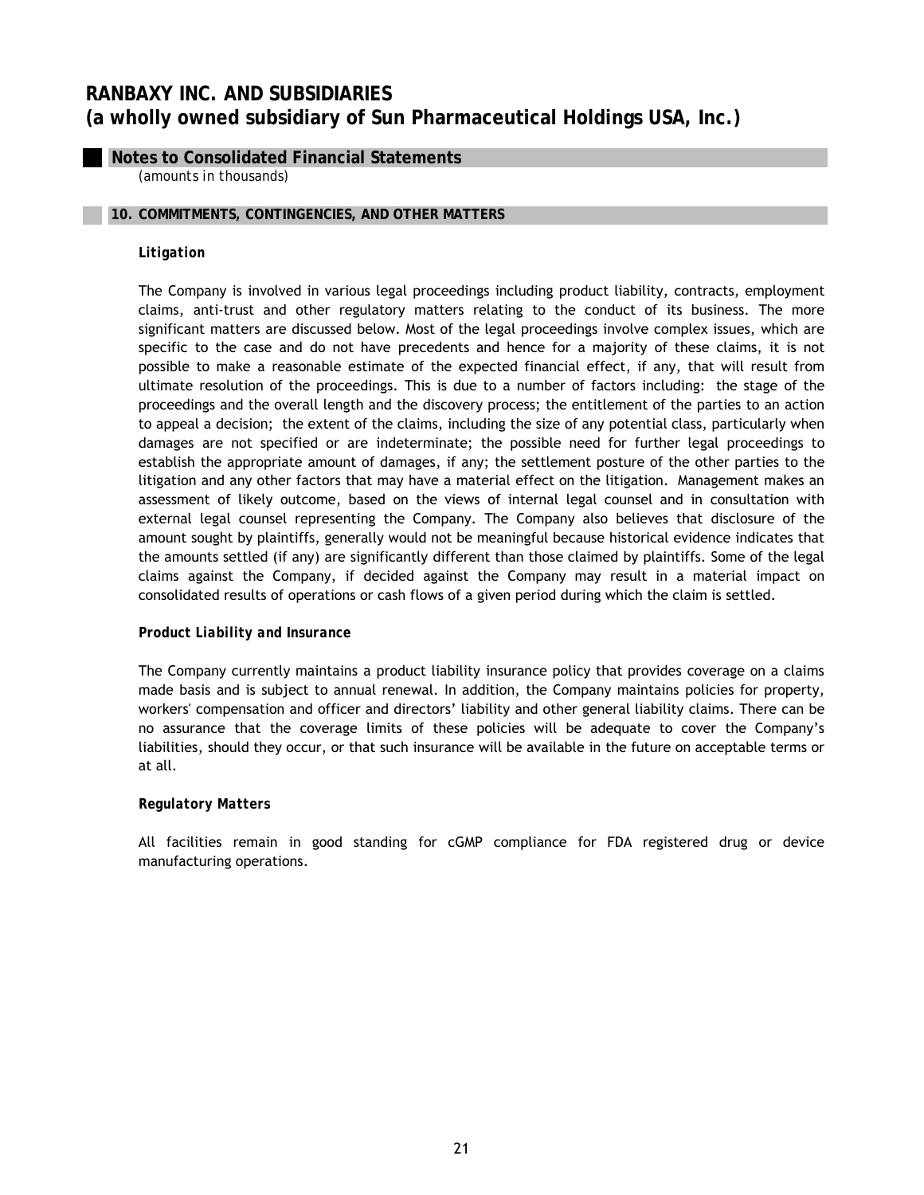# RANBAXY INC. AND SUBSIDIARIES
# (a wholly owned subsidiary of Sun Pharmaceutical Holdings USA, Inc.)

## Notes to Consolidated Financial Statements

*(amounts in thousands)*

### 10. COMMITMENTS, CONTINGENCIES, AND OTHER MATTERS

***Litigation***

The Company is involved in various legal proceedings including product liability, contracts, employment claims, anti-trust and other regulatory matters relating to the conduct of its business. The more significant matters are discussed below. Most of the legal proceedings involve complex issues, which are specific to the case and do not have precedents and hence for a majority of these claims, it is not possible to make a reasonable estimate of the expected financial effect, if any, that will result from ultimate resolution of the proceedings. This is due to a number of factors including: the stage of the proceedings and the overall length and the discovery process; the entitlement of the parties to an action to appeal a decision; the extent of the claims, including the size of any potential class, particularly when damages are not specified or are indeterminate; the possible need for further legal proceedings to establish the appropriate amount of damages, if any; the settlement posture of the other parties to the litigation and any other factors that may have a material effect on the litigation. Management makes an assessment of likely outcome, based on the views of internal legal counsel and in consultation with external legal counsel representing the Company. The Company also believes that disclosure of the amount sought by plaintiffs, generally would not be meaningful because historical evidence indicates that the amounts settled (if any) are significantly different than those claimed by plaintiffs. Some of the legal claims against the Company, if decided against the Company may result in a material impact on consolidated results of operations or cash flows of a given period during which the claim is settled.

***Product Liability and Insurance***

The Company currently maintains a product liability insurance policy that provides coverage on a claims made basis and is subject to annual renewal. In addition, the Company maintains policies for property, workers' compensation and officer and directors' liability and other general liability claims. There can be no assurance that the coverage limits of these policies will be adequate to cover the Company's liabilities, should they occur, or that such insurance will be available in the future on acceptable terms or at all.

***Regulatory Matters***

All facilities remain in good standing for cGMP compliance for FDA registered drug or device manufacturing operations.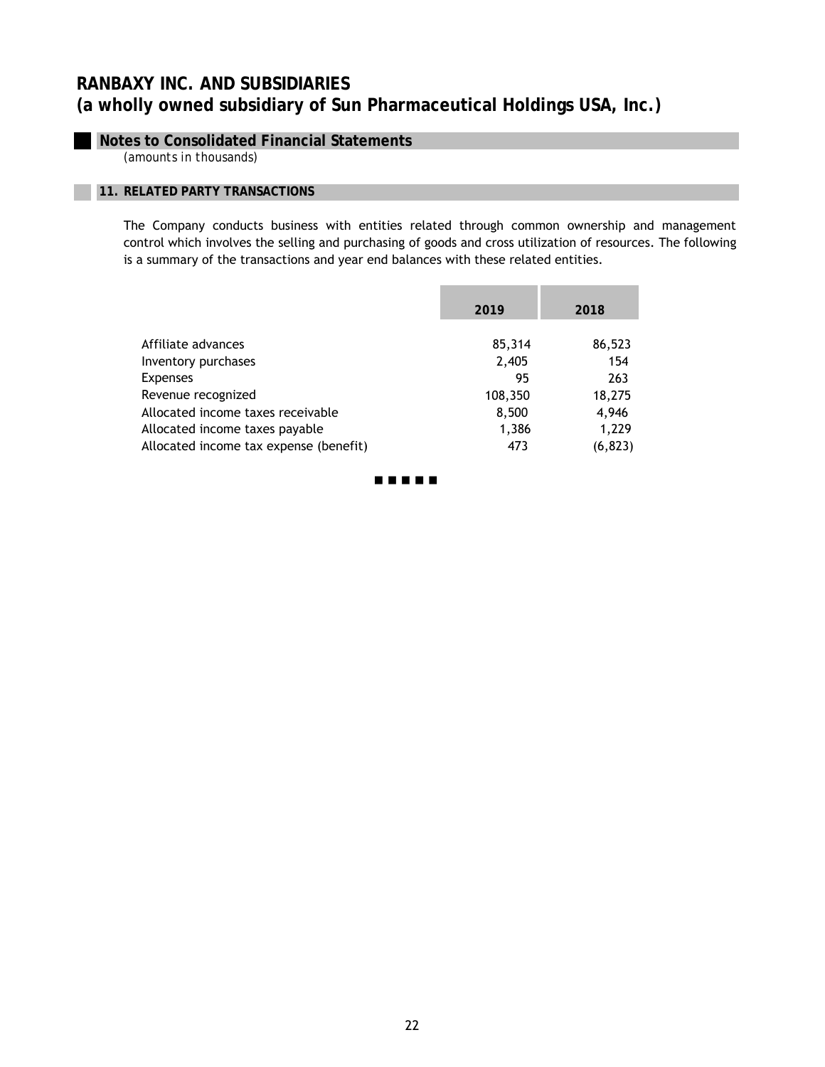# RANBAXY INC. AND SUBSIDIARIES
# (a wholly owned subsidiary of Sun Pharmaceutical Holdings USA, Inc.)

## Notes to Consolidated Financial Statements

*(amounts in thousands)*

### 11. RELATED PARTY TRANSACTIONS

The Company conducts business with entities related through common ownership and management control which involves the selling and purchasing of goods and cross utilization of resources. The following is a summary of the transactions and year end balances with these related entities.

| | 2019 | 2018 |
|---|---|---|
| Affiliate advances | 85,314 | 86,523 |
| Inventory purchases | 2,405 | 154 |
| Expenses | 95 | 263 |
| Revenue recognized | 108,350 | 18,275 |
| Allocated income taxes receivable | 8,500 | 4,946 |
| Allocated income taxes payable | 1,386 | 1,229 |
| Allocated income tax expense (benefit) | 473 | (6,823) |

■ ■ ■ ■ ■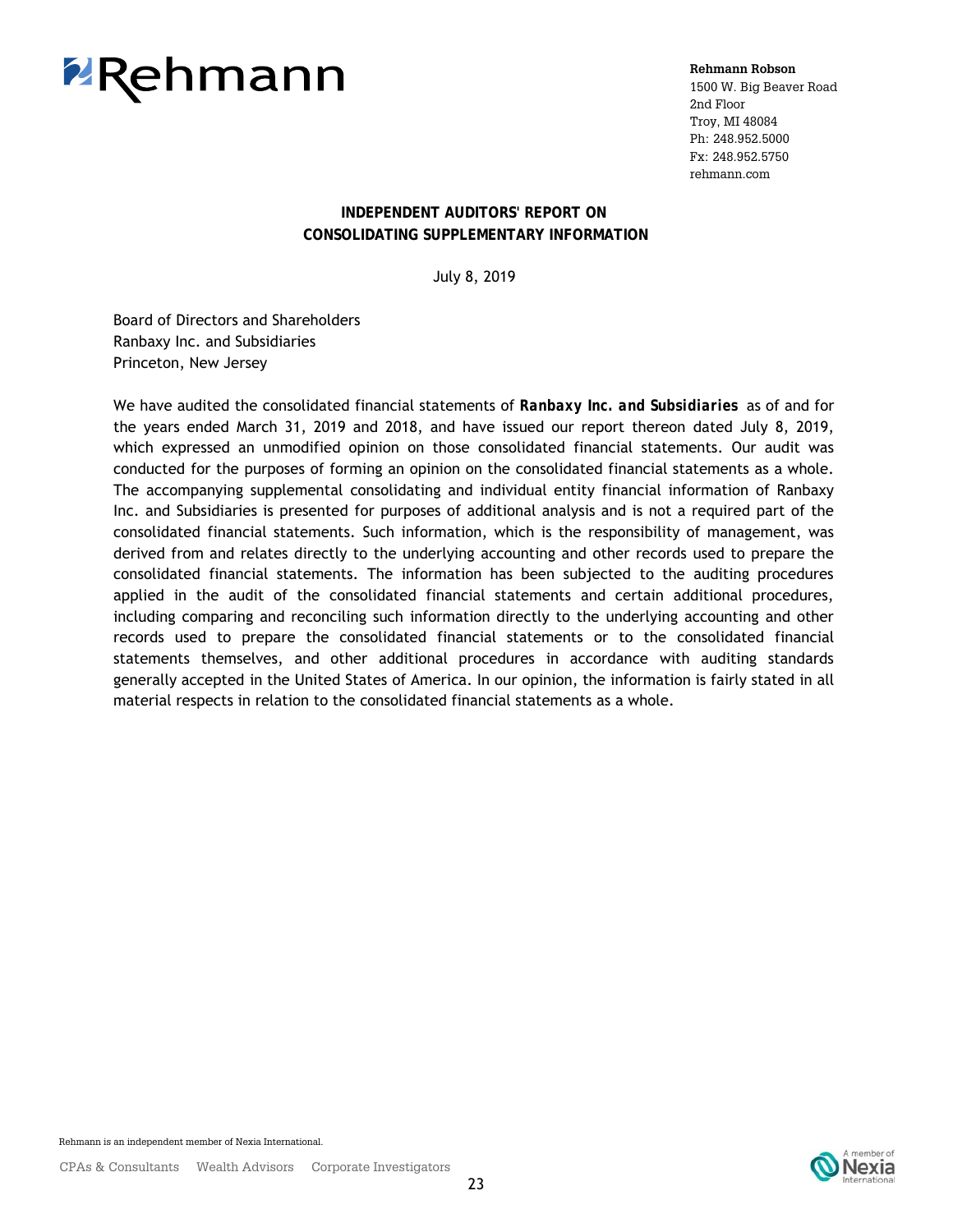Rehmann

**Rehmann Robson**
1500 W. Big Beaver Road
2nd Floor
Troy, MI 48084
Ph: 248.952.5000
Fx: 248.952.5750
rehmann.com

# INDEPENDENT AUDITORS' REPORT ON CONSOLIDATING SUPPLEMENTARY INFORMATION

July 8, 2019

Board of Directors and Shareholders
Ranbaxy Inc. and Subsidiaries
Princeton, New Jersey

We have audited the consolidated financial statements of ***Ranbaxy Inc. and Subsidiaries*** as of and for the years ended March 31, 2019 and 2018, and have issued our report thereon dated July 8, 2019, which expressed an unmodified opinion on those consolidated financial statements. Our audit was conducted for the purposes of forming an opinion on the consolidated financial statements as a whole. The accompanying supplemental consolidating and individual entity financial information of Ranbaxy Inc. and Subsidiaries is presented for purposes of additional analysis and is not a required part of the consolidated financial statements. Such information, which is the responsibility of management, was derived from and relates directly to the underlying accounting and other records used to prepare the consolidated financial statements. The information has been subjected to the auditing procedures applied in the audit of the consolidated financial statements and certain additional procedures, including comparing and reconciling such information directly to the underlying accounting and other records used to prepare the consolidated financial statements or to the consolidated financial statements themselves, and other additional procedures in accordance with auditing standards generally accepted in the United States of America. In our opinion, the information is fairly stated in all material respects in relation to the consolidated financial statements as a whole.

Rehmann is an independent member of Nexia International.

CPAs & Consultants    Wealth Advisors    Corporate Investigators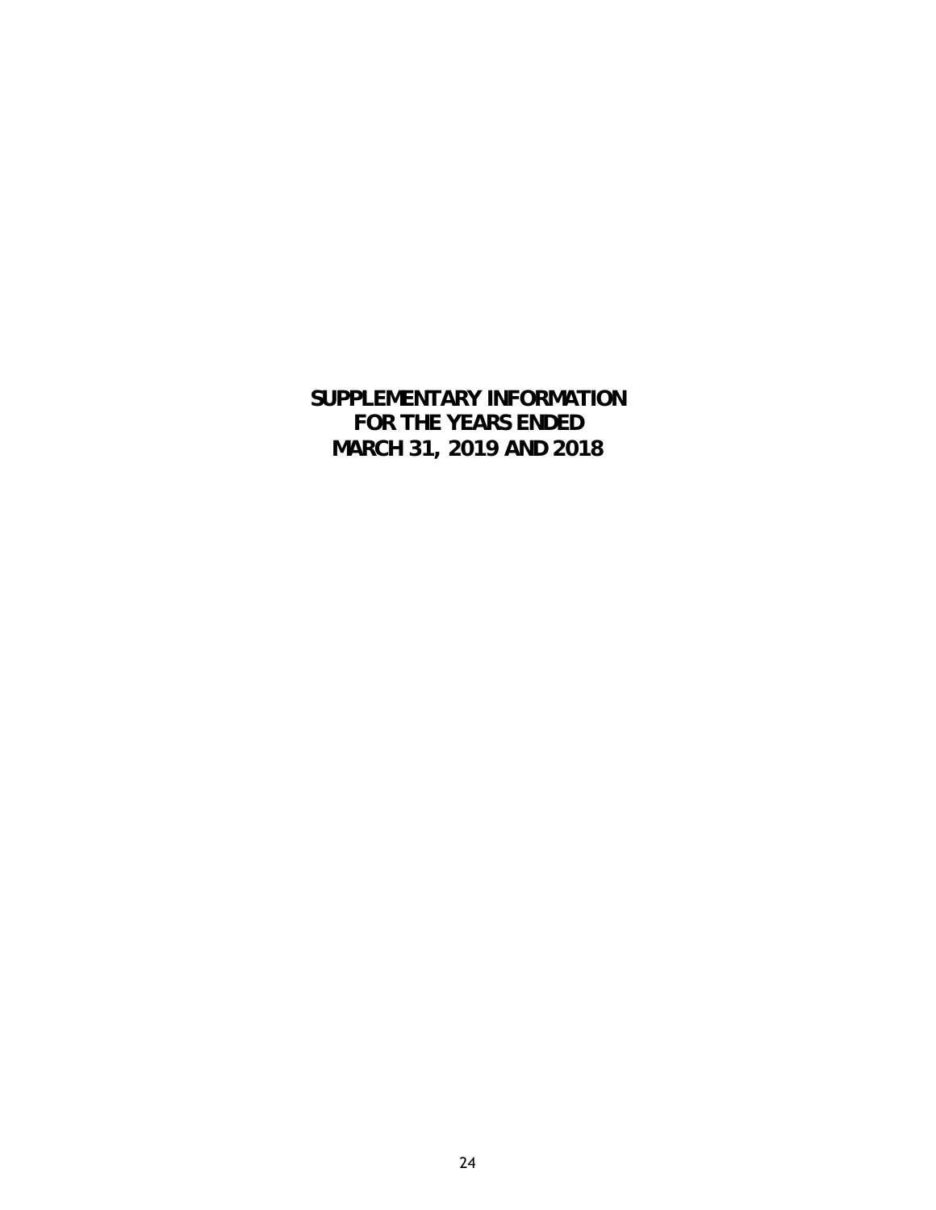# SUPPLEMENTARY INFORMATION
# FOR THE YEARS ENDED
# MARCH 31, 2019 AND 2018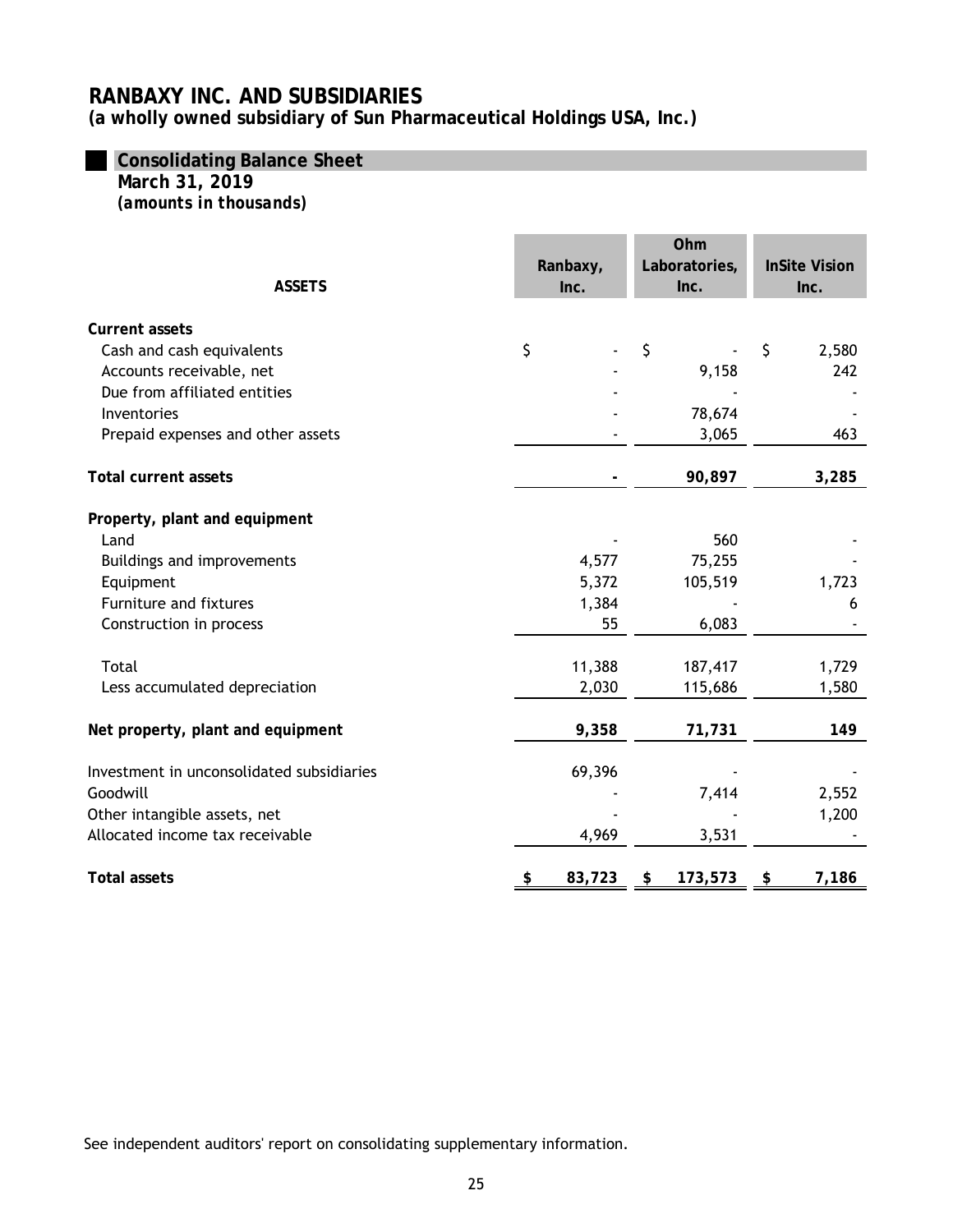# RANBAXY INC. AND SUBSIDIARIES

**(a wholly owned subsidiary of Sun Pharmaceutical Holdings USA, Inc.)**

## Consolidating Balance Sheet

**March 31, 2019**

***(amounts in thousands)***

| ASSETS | Ranbaxy, Inc. | Ohm Laboratories, Inc. | InSite Vision Inc. |
|---|---|---|---|
| **Current assets** | | | |
| Cash and cash equivalents | $ - | $ - | $ 2,580 |
| Accounts receivable, net | - | 9,158 | 242 |
| Due from affiliated entities | - | - | - |
| Inventories | - | 78,674 | - |
| Prepaid expenses and other assets | - | 3,065 | 463 |
| **Total current assets** | **-** | **90,897** | **3,285** |
| **Property, plant and equipment** | | | |
| Land | - | 560 | - |
| Buildings and improvements | 4,577 | 75,255 | - |
| Equipment | 5,372 | 105,519 | 1,723 |
| Furniture and fixtures | 1,384 | - | 6 |
| Construction in process | 55 | 6,083 | - |
| Total | 11,388 | 187,417 | 1,729 |
| Less accumulated depreciation | 2,030 | 115,686 | 1,580 |
| **Net property, plant and equipment** | **9,358** | **71,731** | **149** |
| Investment in unconsolidated subsidiaries | 69,396 | - | - |
| Goodwill | - | 7,414 | 2,552 |
| Other intangible assets, net | - | - | 1,200 |
| Allocated income tax receivable | 4,969 | 3,531 | - |
| **Total assets** | **$ 83,723** | **$ 173,573** | **$ 7,186** |

See independent auditors' report on consolidating supplementary information.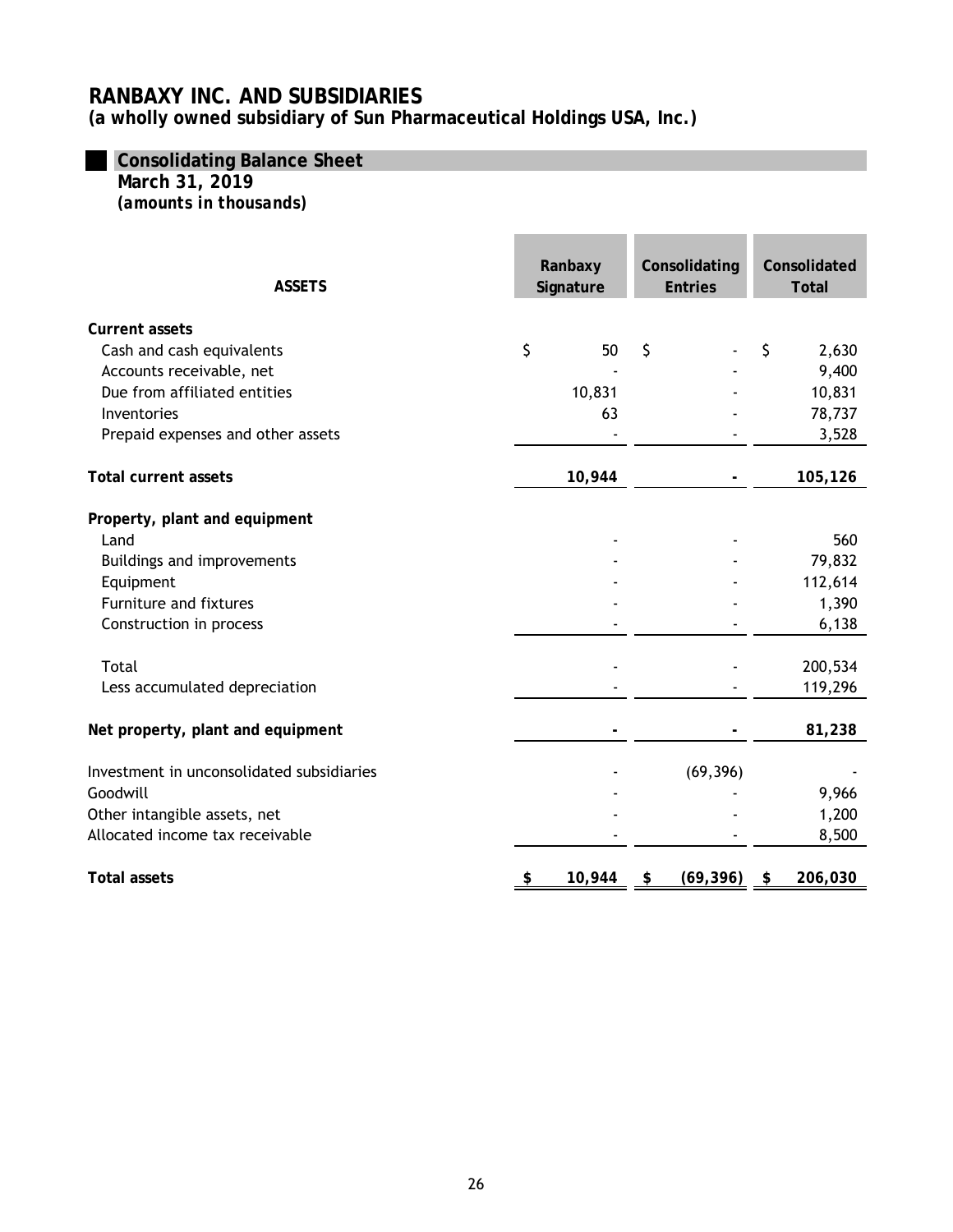# RANBAXY INC. AND SUBSIDIARIES

**(a wholly owned subsidiary of Sun Pharmaceutical Holdings USA, Inc.)**

## Consolidating Balance Sheet

**March 31, 2019**

***(amounts in thousands)***

| ASSETS | Ranbaxy Signature | Consolidating Entries | Consolidated Total |
|---|---|---|---|
| **Current assets** | | | |
| Cash and cash equivalents | $ 50 | $ - | $ 2,630 |
| Accounts receivable, net | - | - | 9,400 |
| Due from affiliated entities | 10,831 | - | 10,831 |
| Inventories | 63 | - | 78,737 |
| Prepaid expenses and other assets | - | - | 3,528 |
| **Total current assets** | **10,944** | **-** | **105,126** |
| **Property, plant and equipment** | | | |
| Land | - | - | 560 |
| Buildings and improvements | - | - | 79,832 |
| Equipment | - | - | 112,614 |
| Furniture and fixtures | - | - | 1,390 |
| Construction in process | - | - | 6,138 |
| Total | - | - | 200,534 |
| Less accumulated depreciation | - | - | 119,296 |
| **Net property, plant and equipment** | **-** | **-** | **81,238** |
| Investment in unconsolidated subsidiaries | - | (69,396) | - |
| Goodwill | - | - | 9,966 |
| Other intangible assets, net | - | - | 1,200 |
| Allocated income tax receivable | - | - | 8,500 |
| **Total assets** | **$ 10,944** | **$ (69,396)** | **$ 206,030** |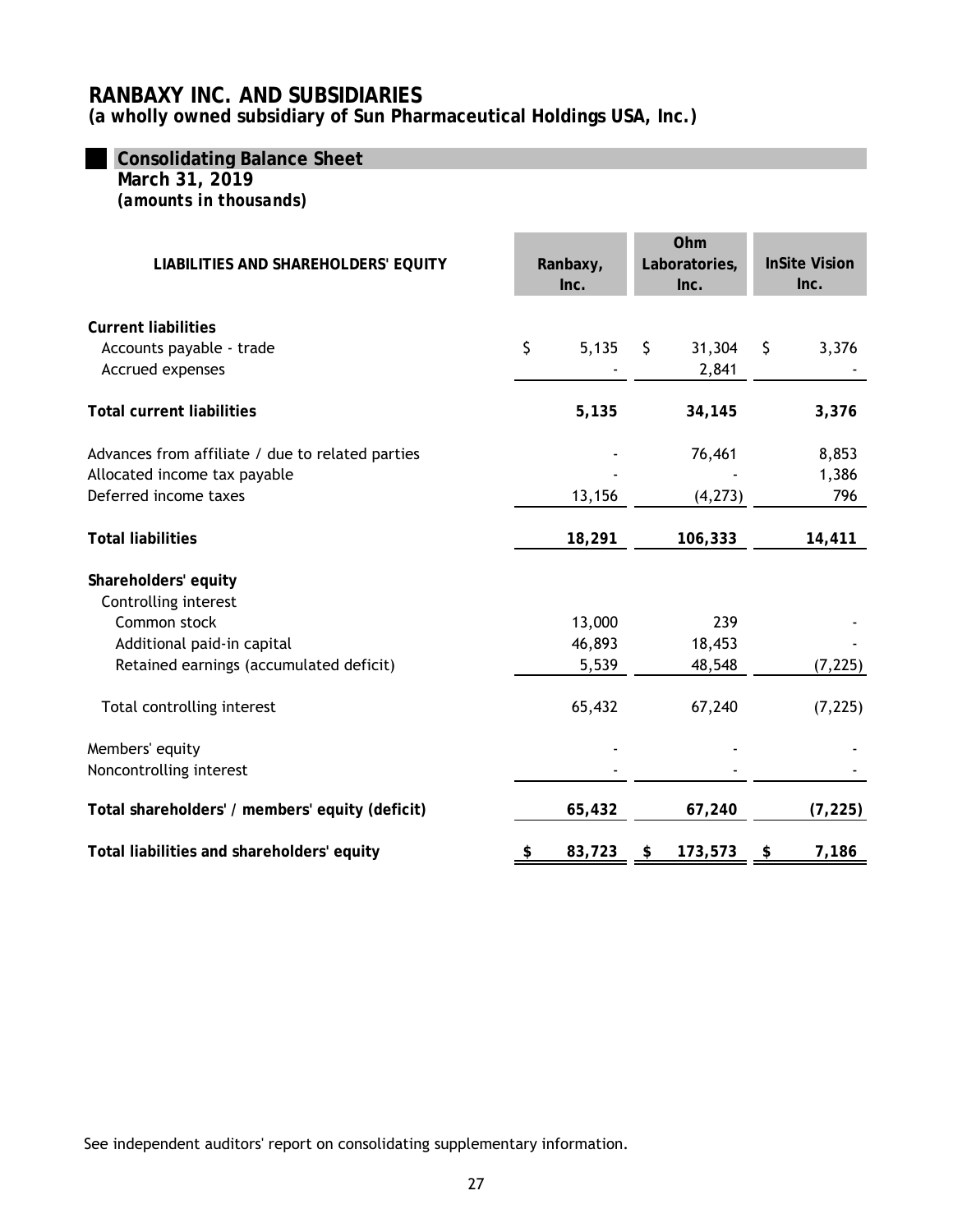# RANBAXY INC. AND SUBSIDIARIES

**(a wholly owned subsidiary of Sun Pharmaceutical Holdings USA, Inc.)**

## Consolidating Balance Sheet

**March 31, 2019**

***(amounts in thousands)***

| LIABILITIES AND SHAREHOLDERS' EQUITY | Ranbaxy, Inc. | Ohm Laboratories, Inc. | InSite Vision Inc. |
|---|---|---|---|
| **Current liabilities** | | | |
| Accounts payable - trade | $ 5,135 | $ 31,304 | $ 3,376 |
| Accrued expenses | - | 2,841 | - |
| **Total current liabilities** | **5,135** | **34,145** | **3,376** |
| Advances from affiliate / due to related parties | - | 76,461 | 8,853 |
| Allocated income tax payable | - | - | 1,386 |
| Deferred income taxes | 13,156 | (4,273) | 796 |
| **Total liabilities** | **18,291** | **106,333** | **14,411** |
| **Shareholders' equity** | | | |
| Controlling interest | | | |
| Common stock | 13,000 | 239 | - |
| Additional paid-in capital | 46,893 | 18,453 | - |
| Retained earnings (accumulated deficit) | 5,539 | 48,548 | (7,225) |
| Total controlling interest | 65,432 | 67,240 | (7,225) |
| Members' equity | - | - | - |
| Noncontrolling interest | - | - | - |
| **Total shareholders' / members' equity (deficit)** | **65,432** | **67,240** | **(7,225)** |
| **Total liabilities and shareholders' equity** | **$ 83,723** | **$ 173,573** | **$ 7,186** |

See independent auditors' report on consolidating supplementary information.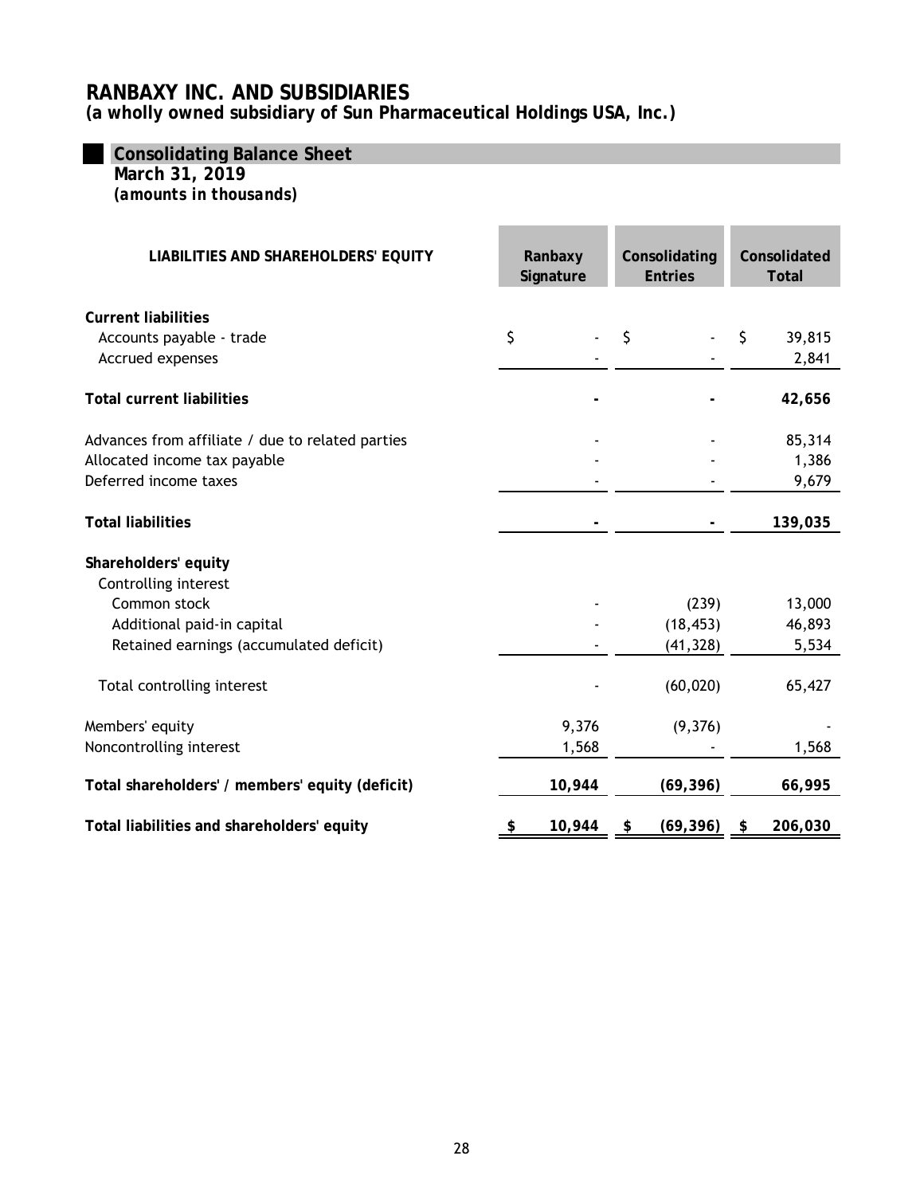# RANBAXY INC. AND SUBSIDIARIES
**(a wholly owned subsidiary of Sun Pharmaceutical Holdings USA, Inc.)**

## Consolidating Balance Sheet
**March 31, 2019**
***(amounts in thousands)***

| LIABILITIES AND SHAREHOLDERS' EQUITY | Ranbaxy Signature | Consolidating Entries | Consolidated Total |
|---|---|---|---|
| **Current liabilities** | | | |
| Accounts payable - trade | $ - | $ - | $ 39,815 |
| Accrued expenses | - | - | 2,841 |
| **Total current liabilities** | **-** | **-** | **42,656** |
| Advances from affiliate / due to related parties | - | - | 85,314 |
| Allocated income tax payable | - | - | 1,386 |
| Deferred income taxes | - | - | 9,679 |
| **Total liabilities** | **-** | **-** | **139,035** |
| **Shareholders' equity** | | | |
| Controlling interest | | | |
| Common stock | - | (239) | 13,000 |
| Additional paid-in capital | - | (18,453) | 46,893 |
| Retained earnings (accumulated deficit) | - | (41,328) | 5,534 |
| Total controlling interest | - | (60,020) | 65,427 |
| Members' equity | 9,376 | (9,376) | - |
| Noncontrolling interest | 1,568 | - | 1,568 |
| **Total shareholders' / members' equity (deficit)** | **10,944** | **(69,396)** | **66,995** |
| **Total liabilities and shareholders' equity** | **$ 10,944** | **$ (69,396)** | **$ 206,030** |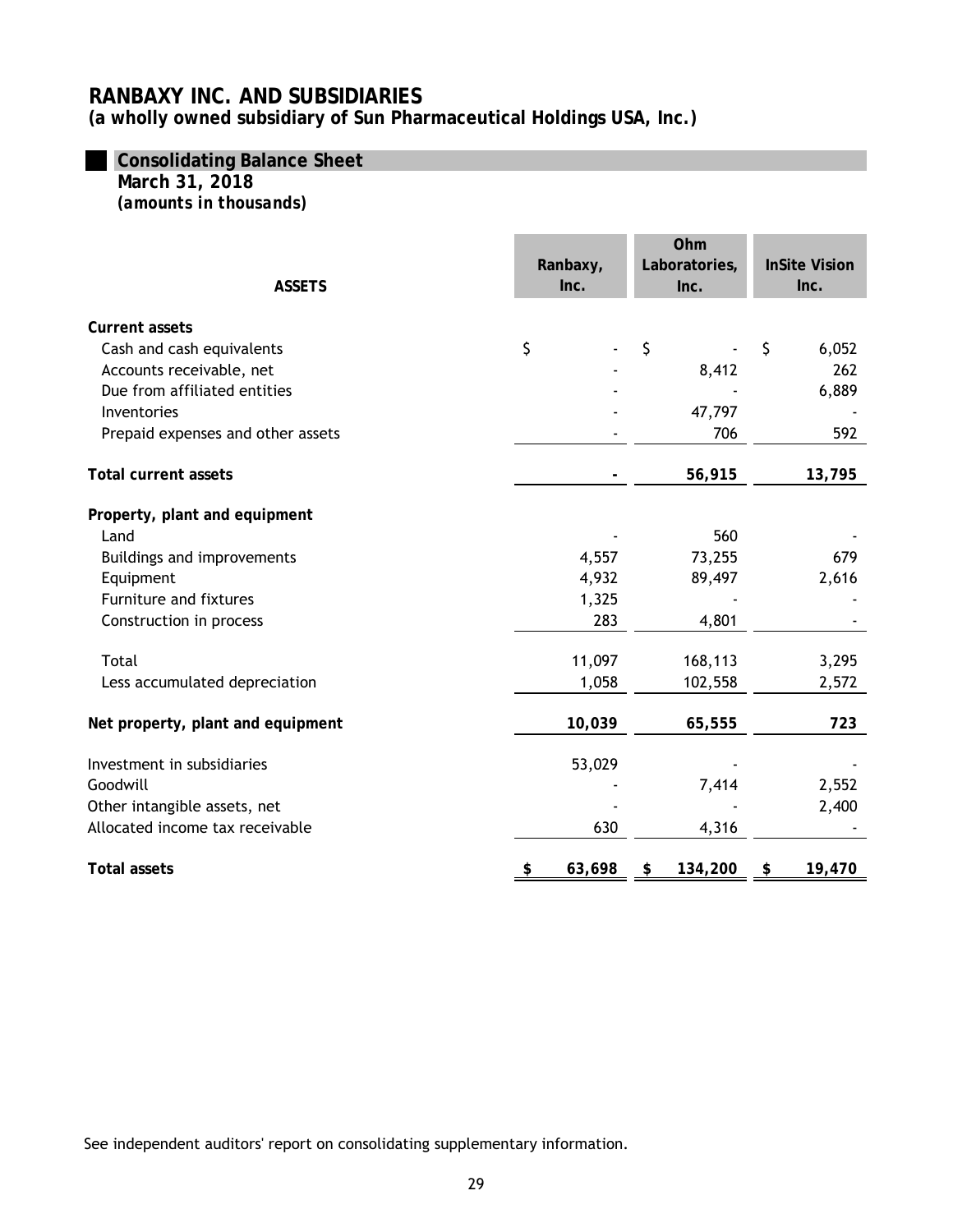# RANBAXY INC. AND SUBSIDIARIES

**(a wholly owned subsidiary of Sun Pharmaceutical Holdings USA, Inc.)**

## Consolidating Balance Sheet

**March 31, 2018**

***(amounts in thousands)***

| ASSETS | Ranbaxy, Inc. | Ohm Laboratories, Inc. | InSite Vision Inc. |
|---|---|---|---|
| **Current assets** | | | |
| Cash and cash equivalents | $ - | $ - | $ 6,052 |
| Accounts receivable, net | - | 8,412 | 262 |
| Due from affiliated entities | - | - | 6,889 |
| Inventories | - | 47,797 | - |
| Prepaid expenses and other assets | - | 706 | 592 |
| **Total current assets** | **-** | **56,915** | **13,795** |
| **Property, plant and equipment** | | | |
| Land | - | 560 | - |
| Buildings and improvements | 4,557 | 73,255 | 679 |
| Equipment | 4,932 | 89,497 | 2,616 |
| Furniture and fixtures | 1,325 | - | - |
| Construction in process | 283 | 4,801 | - |
| Total | 11,097 | 168,113 | 3,295 |
| Less accumulated depreciation | 1,058 | 102,558 | 2,572 |
| **Net property, plant and equipment** | **10,039** | **65,555** | **723** |
| Investment in subsidiaries | 53,029 | - | - |
| Goodwill | - | 7,414 | 2,552 |
| Other intangible assets, net | - | - | 2,400 |
| Allocated income tax receivable | 630 | 4,316 | - |
| **Total assets** | **$ 63,698** | **$ 134,200** | **$ 19,470** |

See independent auditors' report on consolidating supplementary information.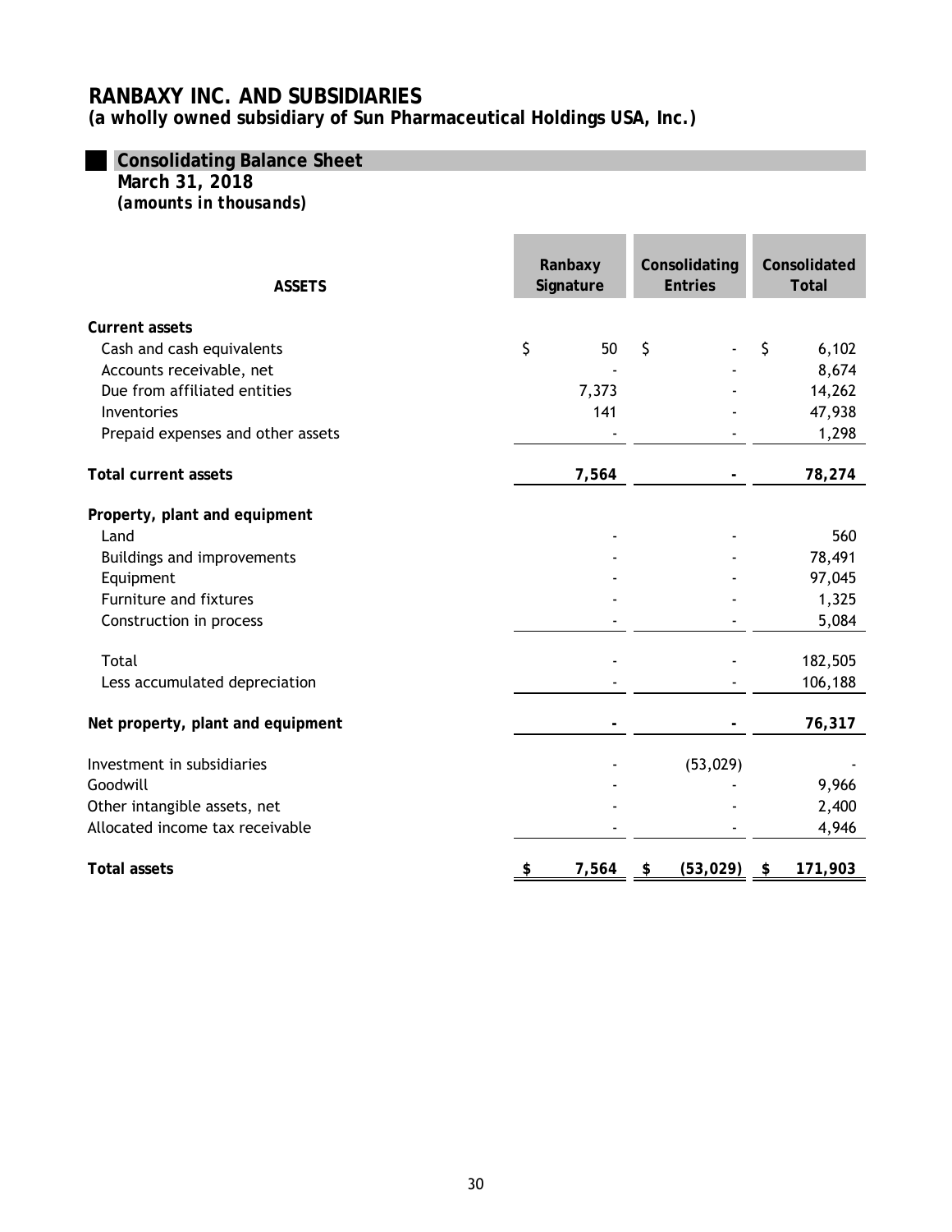# RANBAXY INC. AND SUBSIDIARIES

**(a wholly owned subsidiary of Sun Pharmaceutical Holdings USA, Inc.)**

## Consolidating Balance Sheet

**March 31, 2018**

***(amounts in thousands)***

| ASSETS | Ranbaxy Signature | Consolidating Entries | Consolidated Total |
|---|---|---|---|
| **Current assets** | | | |
| Cash and cash equivalents | $ 50 | $ - | $ 6,102 |
| Accounts receivable, net | - | - | 8,674 |
| Due from affiliated entities | 7,373 | - | 14,262 |
| Inventories | 141 | - | 47,938 |
| Prepaid expenses and other assets | - | - | 1,298 |
| **Total current assets** | **7,564** | **-** | **78,274** |
| **Property, plant and equipment** | | | |
| Land | - | - | 560 |
| Buildings and improvements | - | - | 78,491 |
| Equipment | - | - | 97,045 |
| Furniture and fixtures | - | - | 1,325 |
| Construction in process | - | - | 5,084 |
| Total | - | - | 182,505 |
| Less accumulated depreciation | - | - | 106,188 |
| **Net property, plant and equipment** | **-** | **-** | **76,317** |
| Investment in subsidiaries | - | (53,029) | - |
| Goodwill | - | - | 9,966 |
| Other intangible assets, net | - | - | 2,400 |
| Allocated income tax receivable | - | - | 4,946 |
| **Total assets** | **$ 7,564** | **$ (53,029)** | **$ 171,903** |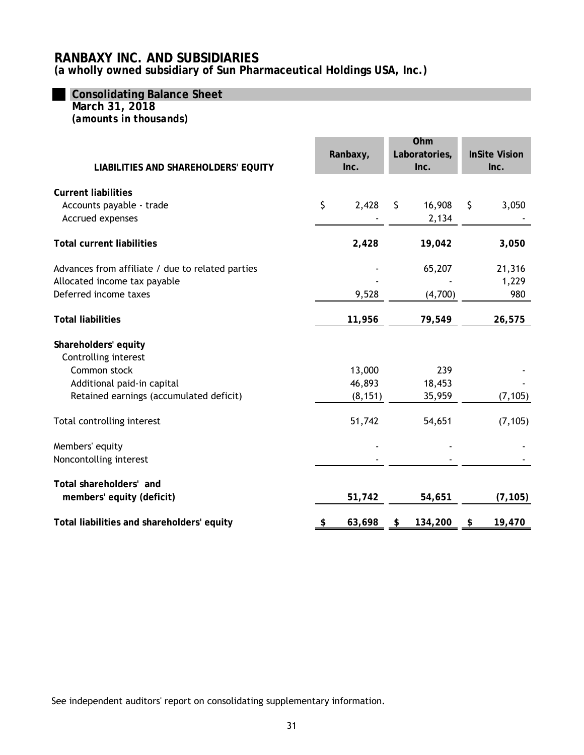# RANBAXY INC. AND SUBSIDIARIES

**(a wholly owned subsidiary of Sun Pharmaceutical Holdings USA, Inc.)**

## Consolidating Balance Sheet

**March 31, 2018**

***(amounts in thousands)***

| LIABILITIES AND SHAREHOLDERS' EQUITY | Ranbaxy, Inc. | Ohm Laboratories, Inc. | InSite Vision Inc. |
|---|---|---|---|
| **Current liabilities** | | | |
| Accounts payable - trade | $ 2,428 | $ 16,908 | $ 3,050 |
| Accrued expenses | - | 2,134 | - |
| **Total current liabilities** | **2,428** | **19,042** | **3,050** |
| Advances from affiliate / due to related parties | - | 65,207 | 21,316 |
| Allocated income tax payable | - | - | 1,229 |
| Deferred income taxes | 9,528 | (4,700) | 980 |
| **Total liabilities** | **11,956** | **79,549** | **26,575** |
| **Shareholders' equity** | | | |
| Controlling interest | | | |
| Common stock | 13,000 | 239 | - |
| Additional paid-in capital | 46,893 | 18,453 | - |
| Retained earnings (accumulated deficit) | (8,151) | 35,959 | (7,105) |
| Total controlling interest | 51,742 | 54,651 | (7,105) |
| Members' equity | - | - | - |
| Noncontolling interest | - | - | - |
| **Total shareholders' and members' equity (deficit)** | **51,742** | **54,651** | **(7,105)** |
| **Total liabilities and shareholders' equity** | **$ 63,698** | **$ 134,200** | **$ 19,470** |

See independent auditors' report on consolidating supplementary information.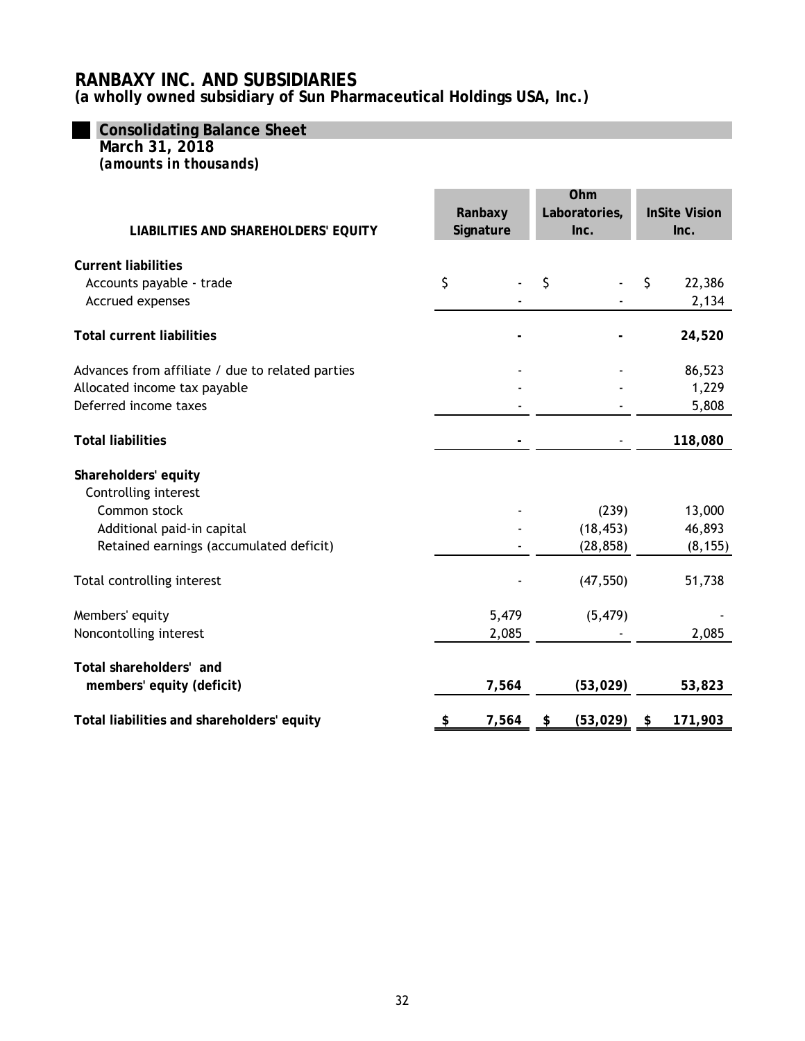# RANBAXY INC. AND SUBSIDIARIES

**(a wholly owned subsidiary of Sun Pharmaceutical Holdings USA, Inc.)**

## Consolidating Balance Sheet

**March 31, 2018**

***(amounts in thousands)***

| LIABILITIES AND SHAREHOLDERS' EQUITY | Ranbaxy Signature | Ohm Laboratories, Inc. | InSite Vision Inc. |
|---|---|---|---|
| **Current liabilities** | | | |
| Accounts payable - trade | $ - | $ - | $ 22,386 |
| Accrued expenses | - | - | 2,134 |
| **Total current liabilities** | **-** | **-** | **24,520** |
| Advances from affiliate / due to related parties | - | - | 86,523 |
| Allocated income tax payable | - | - | 1,229 |
| Deferred income taxes | - | - | 5,808 |
| **Total liabilities** | **-** | - | **118,080** |
| **Shareholders' equity** | | | |
| Controlling interest | | | |
| Common stock | - | (239) | 13,000 |
| Additional paid-in capital | - | (18,453) | 46,893 |
| Retained earnings (accumulated deficit) | - | (28,858) | (8,155) |
| Total controlling interest | - | (47,550) | 51,738 |
| Members' equity | 5,479 | (5,479) | - |
| Noncontolling interest | 2,085 | - | 2,085 |
| **Total shareholders' and members' equity (deficit)** | **7,564** | **(53,029)** | **53,823** |
| **Total liabilities and shareholders' equity** | **$ 7,564** | **$ (53,029)** | **$ 171,903** |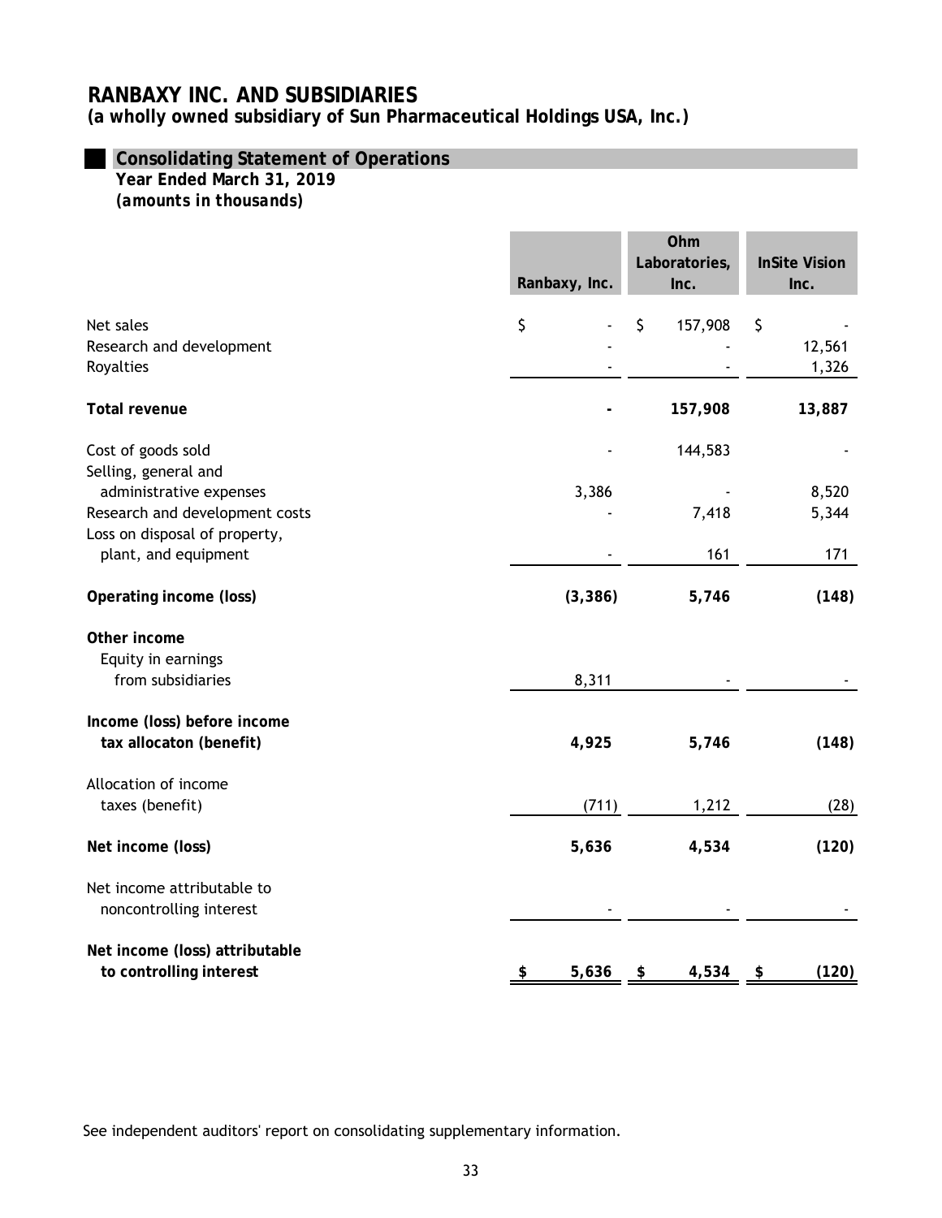# RANBAXY INC. AND SUBSIDIARIES

**(a wholly owned subsidiary of Sun Pharmaceutical Holdings USA, Inc.)**

## Consolidating Statement of Operations

**Year Ended March 31, 2019**

***(amounts in thousands)***

| | Ranbaxy, Inc. | Ohm Laboratories, Inc. | InSite Vision Inc. |
|---|---|---|---|
| Net sales | $ - | $ 157,908 | $ - |
| Research and development | - | - | 12,561 |
| Royalties | - | - | 1,326 |
| **Total revenue** | **-** | **157,908** | **13,887** |
| Cost of goods sold | - | 144,583 | - |
| Selling, general and administrative expenses | 3,386 | - | 8,520 |
| Research and development costs | - | 7,418 | 5,344 |
| Loss on disposal of property, plant, and equipment | - | 161 | 171 |
| **Operating income (loss)** | **(3,386)** | **5,746** | **(148)** |
| **Other income** | | | |
| Equity in earnings from subsidiaries | 8,311 | - | - |
| **Income (loss) before income tax allocaton (benefit)** | **4,925** | **5,746** | **(148)** |
| Allocation of income taxes (benefit) | (711) | 1,212 | (28) |
| **Net income (loss)** | **5,636** | **4,534** | **(120)** |
| Net income attributable to noncontrolling interest | - | - | - |
| **Net income (loss) attributable to controlling interest** | **$ 5,636** | **$ 4,534** | **$ (120)** |

See independent auditors' report on consolidating supplementary information.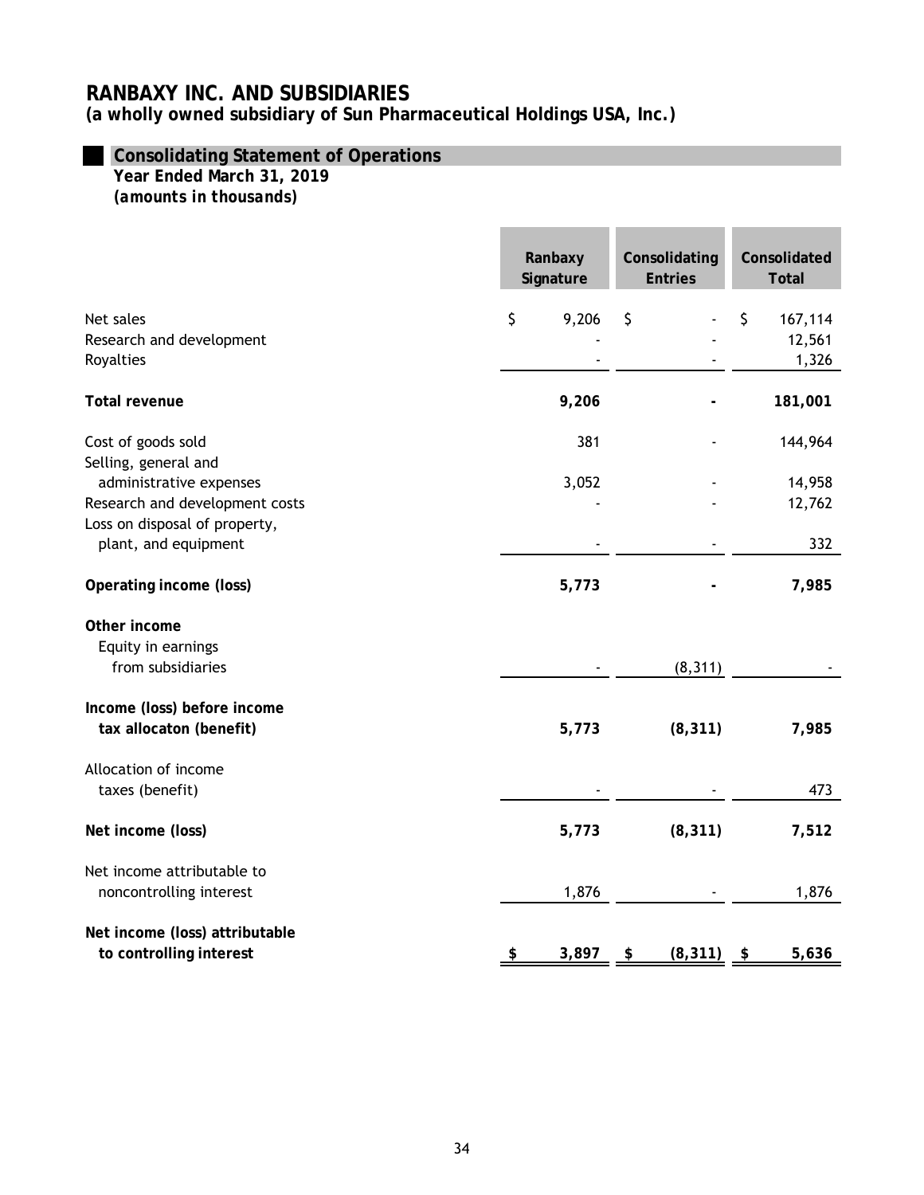# RANBAXY INC. AND SUBSIDIARIES

**(a wholly owned subsidiary of Sun Pharmaceutical Holdings USA, Inc.)**

## Consolidating Statement of Operations

**Year Ended March 31, 2019**
***(amounts in thousands)***

| | Ranbaxy Signature | Consolidating Entries | Consolidated Total |
|---|---|---|---|
| Net sales | $ 9,206 | $ - | $ 167,114 |
| Research and development | - | - | 12,561 |
| Royalties | - | - | 1,326 |
| **Total revenue** | **9,206** | **-** | **181,001** |
| Cost of goods sold | 381 | - | 144,964 |
| Selling, general and administrative expenses | 3,052 | - | 14,958 |
| Research and development costs | - | - | 12,762 |
| Loss on disposal of property, plant, and equipment | - | - | 332 |
| **Operating income (loss)** | **5,773** | **-** | **7,985** |
| **Other income** | | | |
| Equity in earnings from subsidiaries | - | (8,311) | - |
| **Income (loss) before income tax allocaton (benefit)** | **5,773** | **(8,311)** | **7,985** |
| Allocation of income taxes (benefit) | - | - | 473 |
| **Net income (loss)** | **5,773** | **(8,311)** | **7,512** |
| Net income attributable to noncontrolling interest | 1,876 | - | 1,876 |
| **Net income (loss) attributable to controlling interest** | **$ 3,897** | **$ (8,311)** | **$ 5,636** |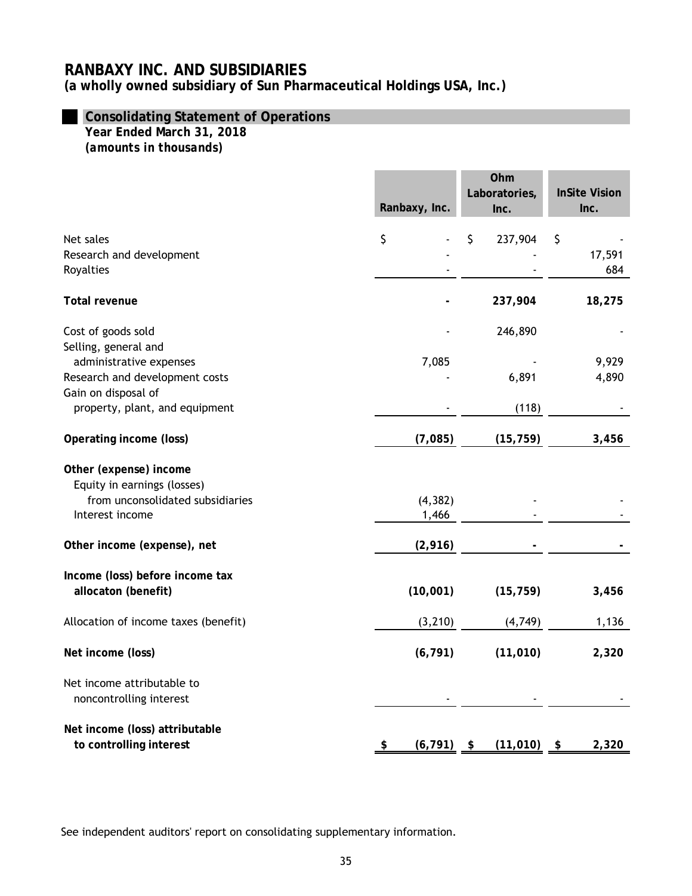# RANBAXY INC. AND SUBSIDIARIES

**(a wholly owned subsidiary of Sun Pharmaceutical Holdings USA, Inc.)**

## Consolidating Statement of Operations

**Year Ended March 31, 2018**
***(amounts in thousands)***

| | Ranbaxy, Inc. | Ohm Laboratories, Inc. | InSite Vision Inc. |
|---|---|---|---|
| Net sales | $ - | $ 237,904 | $ - |
| Research and development | - | - | 17,591 |
| Royalties | - | - | 684 |
| **Total revenue** | **-** | **237,904** | **18,275** |
| Cost of goods sold | - | 246,890 | - |
| Selling, general and administrative expenses | 7,085 | - | 9,929 |
| Research and development costs | - | 6,891 | 4,890 |
| Gain on disposal of property, plant, and equipment | - | (118) | - |
| **Operating income (loss)** | **(7,085)** | **(15,759)** | **3,456** |
| **Other (expense) income** | | | |
| Equity in earnings (losses) from unconsolidated subsidiaries | (4,382) | - | - |
| Interest income | 1,466 | - | - |
| **Other income (expense), net** | **(2,916)** | **-** | **-** |
| **Income (loss) before income tax allocaton (benefit)** | **(10,001)** | **(15,759)** | **3,456** |
| Allocation of income taxes (benefit) | (3,210) | (4,749) | 1,136 |
| **Net income (loss)** | **(6,791)** | **(11,010)** | **2,320** |
| Net income attributable to noncontrolling interest | - | - | - |
| **Net income (loss) attributable to controlling interest** | **$ (6,791)** | **$ (11,010)** | **$ 2,320** |

See independent auditors' report on consolidating supplementary information.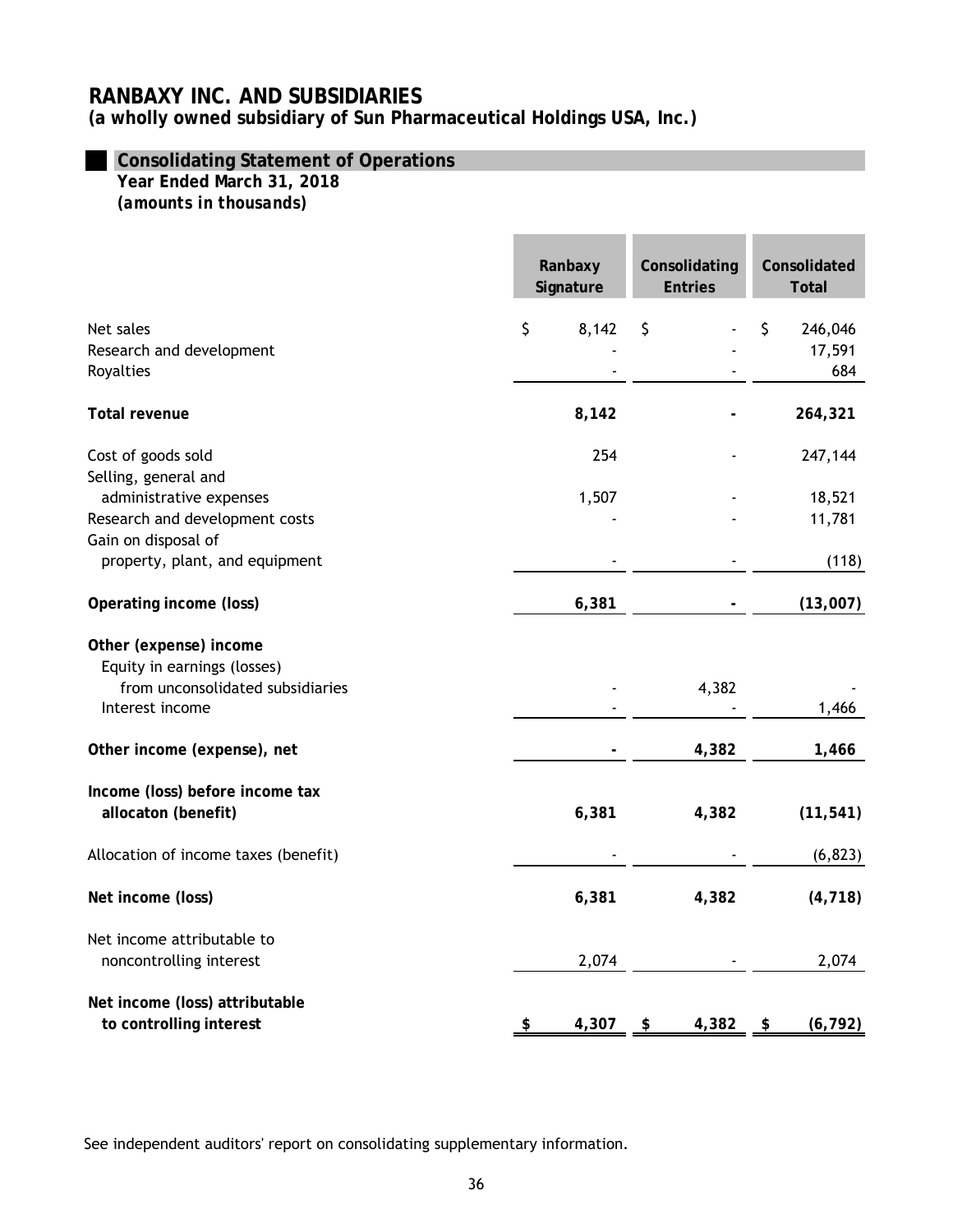# RANBAXY INC. AND SUBSIDIARIES

**(a wholly owned subsidiary of Sun Pharmaceutical Holdings USA, Inc.)**

## Consolidating Statement of Operations

**Year Ended March 31, 2018**

***(amounts in thousands)***

| | Ranbaxy Signature | Consolidating Entries | Consolidated Total |
|---|---|---|---|
| Net sales | $ 8,142 | $ - | $ 246,046 |
| Research and development | - | - | 17,591 |
| Royalties | - | - | 684 |
| **Total revenue** | **8,142** | **-** | **264,321** |
| Cost of goods sold | 254 | - | 247,144 |
| Selling, general and administrative expenses | 1,507 | - | 18,521 |
| Research and development costs | - | - | 11,781 |
| Gain on disposal of property, plant, and equipment | - | - | (118) |
| **Operating income (loss)** | **6,381** | **-** | **(13,007)** |
| **Other (expense) income** | | | |
| Equity in earnings (losses) from unconsolidated subsidiaries | - | 4,382 | - |
| Interest income | - | - | 1,466 |
| **Other income (expense), net** | **-** | **4,382** | **1,466** |
| **Income (loss) before income tax allocaton (benefit)** | **6,381** | **4,382** | **(11,541)** |
| Allocation of income taxes (benefit) | - | - | (6,823) |
| **Net income (loss)** | **6,381** | **4,382** | **(4,718)** |
| Net income attributable to noncontrolling interest | 2,074 | - | 2,074 |
| **Net income (loss) attributable to controlling interest** | **$ 4,307** | **$ 4,382** | **$ (6,792)** |

See independent auditors' report on consolidating supplementary information.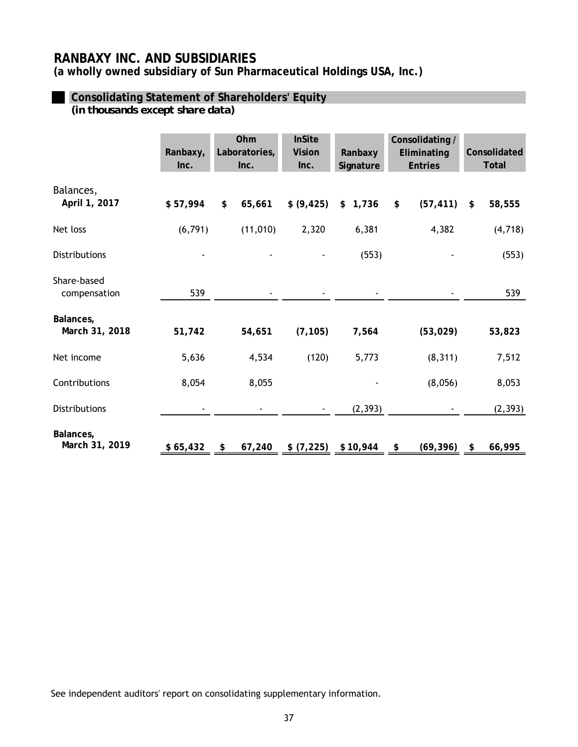# RANBAXY INC. AND SUBSIDIARIES

**(a wholly owned subsidiary of Sun Pharmaceutical Holdings USA, Inc.)**

## Consolidating Statement of Shareholders' Equity

***(in thousands except share data)***

| | Ranbaxy, Inc. | Ohm Laboratories, Inc. | InSite Vision Inc. | Ranbaxy Signature | Consolidating / Eliminating Entries | Consolidated Total |
|---|---|---|---|---|---|---|
| Balances, April 1, 2017 | **$ 57,994** | **$ 65,661** | **$ (9,425)** | **$ 1,736** | **$ (57,411)** | **$ 58,555** |
| Net loss | (6,791) | (11,010) | 2,320 | 6,381 | 4,382 | (4,718) |
| Distributions | - | - | - | (553) | - | (553) |
| Share-based compensation | 539 | - | - | - | - | 539 |
| **Balances, March 31, 2018** | **51,742** | **54,651** | **(7,105)** | **7,564** | **(53,029)** | **53,823** |
| Net income | 5,636 | 4,534 | (120) | 5,773 | (8,311) | 7,512 |
| Contributions | 8,054 | 8,055 | | - | (8,056) | 8,053 |
| Distributions | - | - | - | (2,393) | - | (2,393) |
| **Balances, March 31, 2019** | **$ 65,432** | **$ 67,240** | **$ (7,225)** | **$ 10,944** | **$ (69,396)** | **$ 66,995** |

See independent auditors' report on consolidating supplementary information.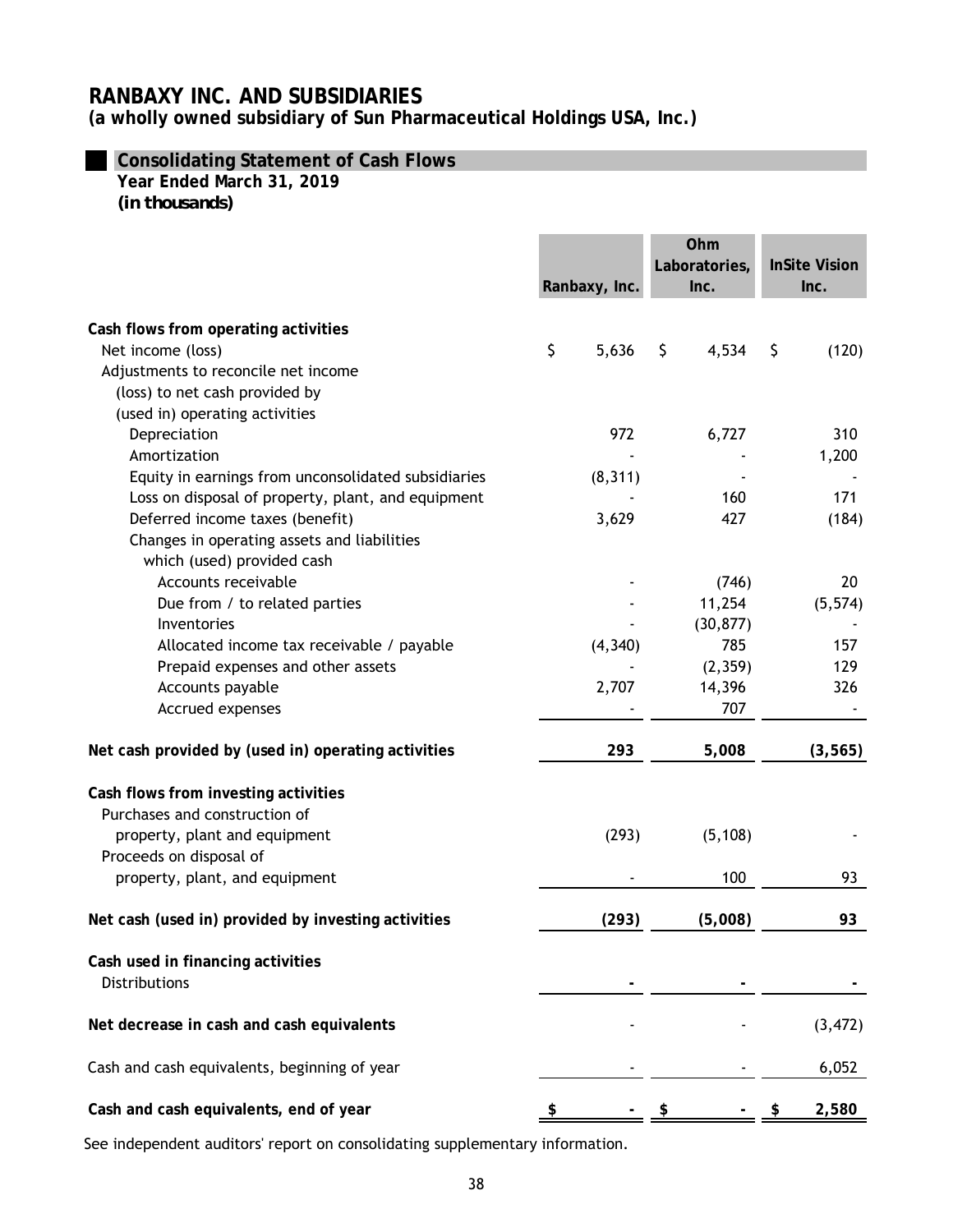# RANBAXY INC. AND SUBSIDIARIES
**(a wholly owned subsidiary of Sun Pharmaceutical Holdings USA, Inc.)**

## Consolidating Statement of Cash Flows
**Year Ended March 31, 2019**
***(in thousands)***

| | Ranbaxy, Inc. | Ohm Laboratories, Inc. | InSite Vision Inc. |
|---|---|---|---|
| **Cash flows from operating activities** | | | |
| Net income (loss) | $ 5,636 | $ 4,534 | $ (120) |
| Adjustments to reconcile net income (loss) to net cash provided by (used in) operating activities | | | |
| Depreciation | 972 | 6,727 | 310 |
| Amortization | - | - | 1,200 |
| Equity in earnings from unconsolidated subsidiaries | (8,311) | - | - |
| Loss on disposal of property, plant, and equipment | - | 160 | 171 |
| Deferred income taxes (benefit) | 3,629 | 427 | (184) |
| Changes in operating assets and liabilities which (used) provided cash | | | |
| Accounts receivable | - | (746) | 20 |
| Due from / to related parties | - | 11,254 | (5,574) |
| Inventories | - | (30,877) | - |
| Allocated income tax receivable / payable | (4,340) | 785 | 157 |
| Prepaid expenses and other assets | - | (2,359) | 129 |
| Accounts payable | 2,707 | 14,396 | 326 |
| Accrued expenses | - | 707 | - |
| **Net cash provided by (used in) operating activities** | **293** | **5,008** | **(3,565)** |
| **Cash flows from investing activities** | | | |
| Purchases and construction of property, plant and equipment | (293) | (5,108) | - |
| Proceeds on disposal of property, plant, and equipment | - | 100 | 93 |
| **Net cash (used in) provided by investing activities** | **(293)** | **(5,008)** | **93** |
| **Cash used in financing activities** | | | |
| Distributions | **-** | **-** | **-** |
| **Net decrease in cash and cash equivalents** | - | - | (3,472) |
| Cash and cash equivalents, beginning of year | - | - | 6,052 |
| **Cash and cash equivalents, end of year** | **$ -** | **$ -** | **$ 2,580** |

See independent auditors' report on consolidating supplementary information.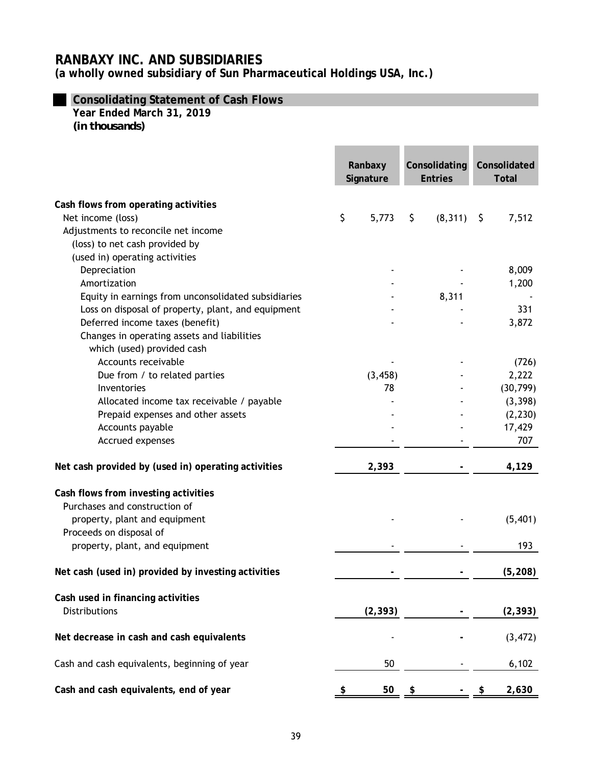# RANBAXY INC. AND SUBSIDIARIES

**(a wholly owned subsidiary of Sun Pharmaceutical Holdings USA, Inc.)**

## Consolidating Statement of Cash Flows

**Year Ended March 31, 2019**

***(in thousands)***

| | Ranbaxy Signature | Consolidating Entries | Consolidated Total |
|---|---|---|---|
| **Cash flows from operating activities** | | | |
| Net income (loss) | $ 5,773 | $ (8,311) | $ 7,512 |
| Adjustments to reconcile net income (loss) to net cash provided by (used in) operating activities | | | |
| Depreciation | - | - | 8,009 |
| Amortization | - | - | 1,200 |
| Equity in earnings from unconsolidated subsidiaries | - | 8,311 | - |
| Loss on disposal of property, plant, and equipment | - | - | 331 |
| Deferred income taxes (benefit) | - | - | 3,872 |
| Changes in operating assets and liabilities which (used) provided cash | | | |
| Accounts receivable | - | - | (726) |
| Due from / to related parties | (3,458) | - | 2,222 |
| Inventories | 78 | - | (30,799) |
| Allocated income tax receivable / payable | - | - | (3,398) |
| Prepaid expenses and other assets | - | - | (2,230) |
| Accounts payable | - | - | 17,429 |
| Accrued expenses | - | - | 707 |
| **Net cash provided by (used in) operating activities** | **2,393** | **-** | **4,129** |
| **Cash flows from investing activities** | | | |
| Purchases and construction of property, plant and equipment | - | - | (5,401) |
| Proceeds on disposal of property, plant, and equipment | - | - | 193 |
| **Net cash (used in) provided by investing activities** | **-** | **-** | **(5,208)** |
| **Cash used in financing activities** | | | |
| Distributions | **(2,393)** | **-** | **(2,393)** |
| **Net decrease in cash and cash equivalents** | - | **-** | (3,472) |
| Cash and cash equivalents, beginning of year | 50 | - | 6,102 |
| **Cash and cash equivalents, end of year** | **$ 50** | **$ -** | **$ 2,630** |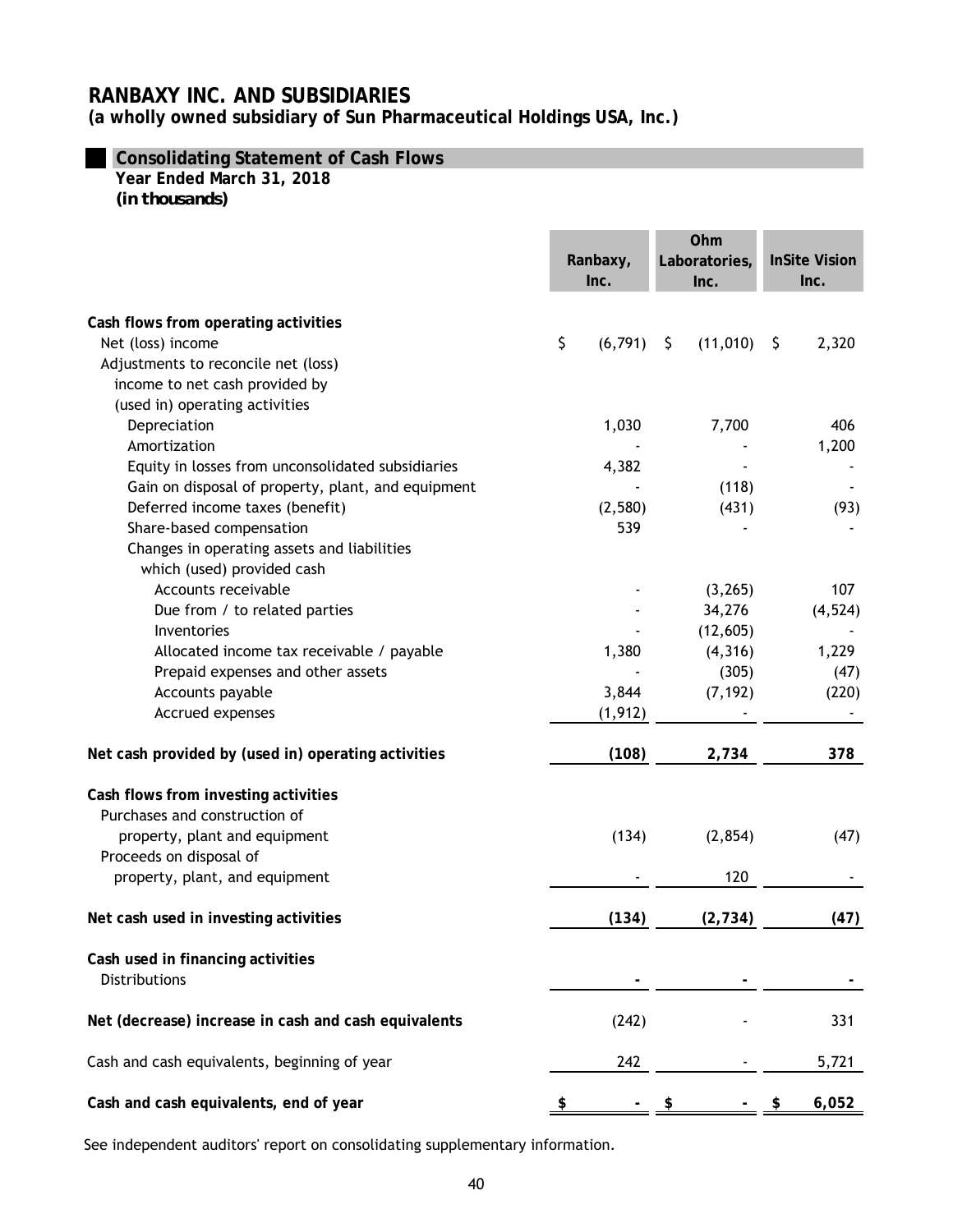# RANBAXY INC. AND SUBSIDIARIES

**(a wholly owned subsidiary of Sun Pharmaceutical Holdings USA, Inc.)**

## Consolidating Statement of Cash Flows

**Year Ended March 31, 2018**

***(in thousands)***

| | Ranbaxy, Inc. | Ohm Laboratories, Inc. | InSite Vision Inc. |
|---|---|---|---|
| **Cash flows from operating activities** | | | |
| Net (loss) income | $ (6,791) | $ (11,010) | $ 2,320 |
| Adjustments to reconcile net (loss) income to net cash provided by (used in) operating activities | | | |
| Depreciation | 1,030 | 7,700 | 406 |
| Amortization | - | - | 1,200 |
| Equity in losses from unconsolidated subsidiaries | 4,382 | - | - |
| Gain on disposal of property, plant, and equipment | - | (118) | - |
| Deferred income taxes (benefit) | (2,580) | (431) | (93) |
| Share-based compensation | 539 | - | - |
| Changes in operating assets and liabilities which (used) provided cash | | | |
| Accounts receivable | - | (3,265) | 107 |
| Due from / to related parties | - | 34,276 | (4,524) |
| Inventories | - | (12,605) | - |
| Allocated income tax receivable / payable | 1,380 | (4,316) | 1,229 |
| Prepaid expenses and other assets | - | (305) | (47) |
| Accounts payable | 3,844 | (7,192) | (220) |
| Accrued expenses | (1,912) | - | - |
| **Net cash provided by (used in) operating activities** | **(108)** | **2,734** | **378** |
| **Cash flows from investing activities** | | | |
| Purchases and construction of property, plant and equipment | (134) | (2,854) | (47) |
| Proceeds on disposal of property, plant, and equipment | - | 120 | - |
| **Net cash used in investing activities** | **(134)** | **(2,734)** | **(47)** |
| **Cash used in financing activities** | | | |
| Distributions | **-** | **-** | **-** |
| **Net (decrease) increase in cash and cash equivalents** | (242) | - | 331 |
| Cash and cash equivalents, beginning of year | 242 | - | 5,721 |
| **Cash and cash equivalents, end of year** | **$ -** | **$ -** | **$ 6,052** |

See independent auditors' report on consolidating supplementary information.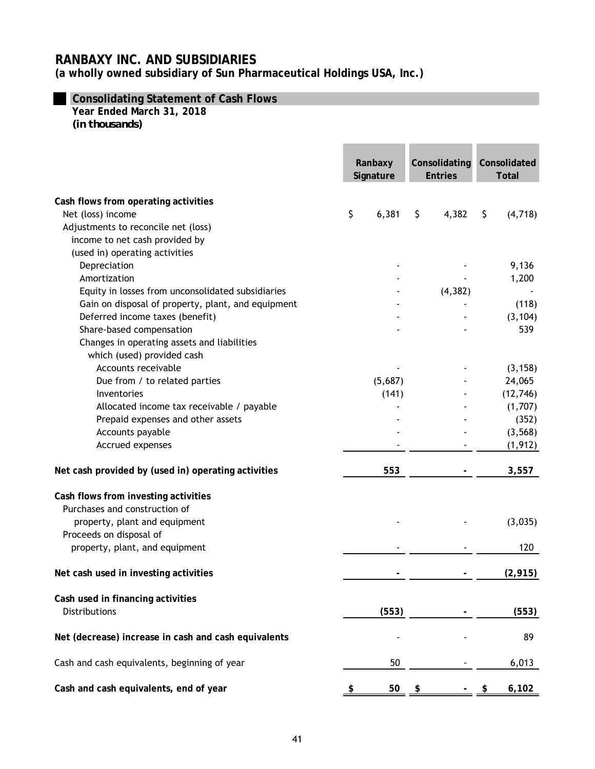# RANBAXY INC. AND SUBSIDIARIES

**(a wholly owned subsidiary of Sun Pharmaceutical Holdings USA, Inc.)**

## Consolidating Statement of Cash Flows

**Year Ended March 31, 2018**

***(in thousands)***

| | Ranbaxy Signature | Consolidating Entries | Consolidated Total |
|---|---|---|---|
| **Cash flows from operating activities** | | | |
| Net (loss) income | $ 6,381 | $ 4,382 | $ (4,718) |
| Adjustments to reconcile net (loss) income to net cash provided by (used in) operating activities | | | |
| Depreciation | - | - | 9,136 |
| Amortization | - | - | 1,200 |
| Equity in losses from unconsolidated subsidiaries | - | (4,382) | - |
| Gain on disposal of property, plant, and equipment | - | - | (118) |
| Deferred income taxes (benefit) | - | - | (3,104) |
| Share-based compensation | - | - | 539 |
| Changes in operating assets and liabilities which (used) provided cash | | | |
| Accounts receivable | - | - | (3,158) |
| Due from / to related parties | (5,687) | - | 24,065 |
| Inventories | (141) | - | (12,746) |
| Allocated income tax receivable / payable | - | - | (1,707) |
| Prepaid expenses and other assets | - | - | (352) |
| Accounts payable | - | - | (3,568) |
| Accrued expenses | - | - | (1,912) |
| **Net cash provided by (used in) operating activities** | **553** | **-** | **3,557** |
| **Cash flows from investing activities** | | | |
| Purchases and construction of property, plant and equipment | - | - | (3,035) |
| Proceeds on disposal of property, plant, and equipment | - | - | 120 |
| **Net cash used in investing activities** | **-** | **-** | **(2,915)** |
| **Cash used in financing activities** | | | |
| Distributions | **(553)** | **-** | **(553)** |
| **Net (decrease) increase in cash and cash equivalents** | - | - | 89 |
| Cash and cash equivalents, beginning of year | 50 | - | 6,013 |
| **Cash and cash equivalents, end of year** | **$ 50** | **$ -** | **$ 6,102** |